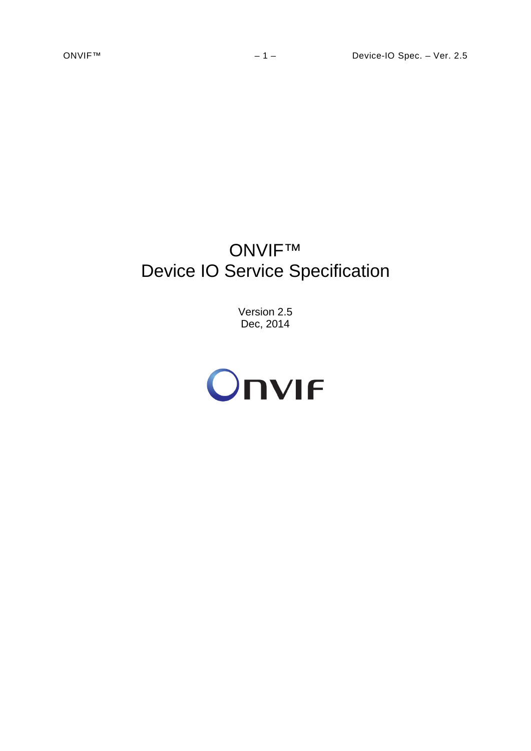# ONVIF™
# Device IO Service Specification

Version 2.5
Dec, 2014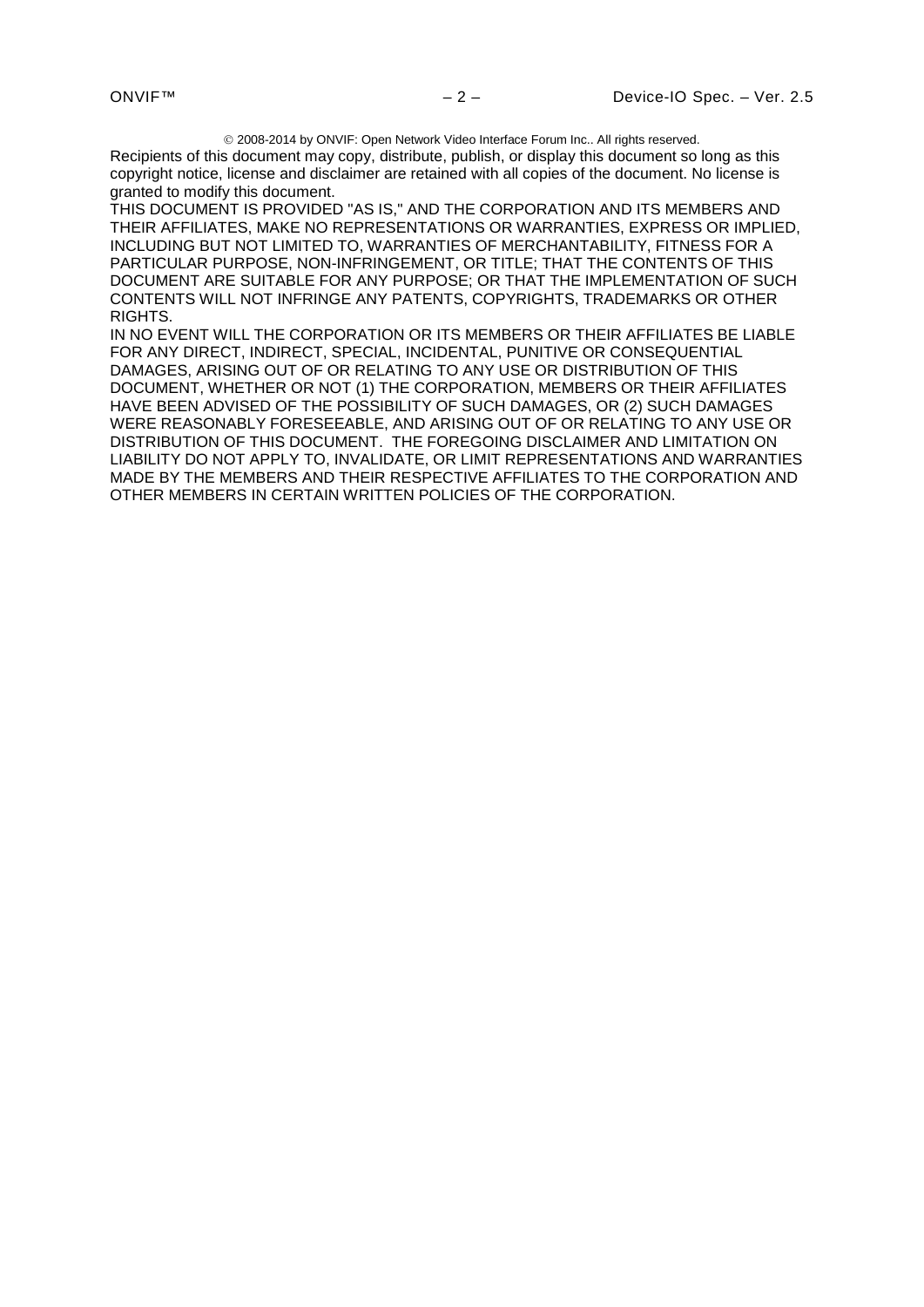© 2008-2014 by ONVIF: Open Network Video Interface Forum Inc.. All rights reserved.

Recipients of this document may copy, distribute, publish, or display this document so long as this copyright notice, license and disclaimer are retained with all copies of the document. No license is granted to modify this document.

THIS DOCUMENT IS PROVIDED "AS IS," AND THE CORPORATION AND ITS MEMBERS AND THEIR AFFILIATES, MAKE NO REPRESENTATIONS OR WARRANTIES, EXPRESS OR IMPLIED, INCLUDING BUT NOT LIMITED TO, WARRANTIES OF MERCHANTABILITY, FITNESS FOR A PARTICULAR PURPOSE, NON-INFRINGEMENT, OR TITLE; THAT THE CONTENTS OF THIS DOCUMENT ARE SUITABLE FOR ANY PURPOSE; OR THAT THE IMPLEMENTATION OF SUCH CONTENTS WILL NOT INFRINGE ANY PATENTS, COPYRIGHTS, TRADEMARKS OR OTHER RIGHTS.

IN NO EVENT WILL THE CORPORATION OR ITS MEMBERS OR THEIR AFFILIATES BE LIABLE FOR ANY DIRECT, INDIRECT, SPECIAL, INCIDENTAL, PUNITIVE OR CONSEQUENTIAL DAMAGES, ARISING OUT OF OR RELATING TO ANY USE OR DISTRIBUTION OF THIS DOCUMENT, WHETHER OR NOT (1) THE CORPORATION, MEMBERS OR THEIR AFFILIATES HAVE BEEN ADVISED OF THE POSSIBILITY OF SUCH DAMAGES, OR (2) SUCH DAMAGES WERE REASONABLY FORESEEABLE, AND ARISING OUT OF OR RELATING TO ANY USE OR DISTRIBUTION OF THIS DOCUMENT. THE FOREGOING DISCLAIMER AND LIMITATION ON LIABILITY DO NOT APPLY TO, INVALIDATE, OR LIMIT REPRESENTATIONS AND WARRANTIES MADE BY THE MEMBERS AND THEIR RESPECTIVE AFFILIATES TO THE CORPORATION AND OTHER MEMBERS IN CERTAIN WRITTEN POLICIES OF THE CORPORATION.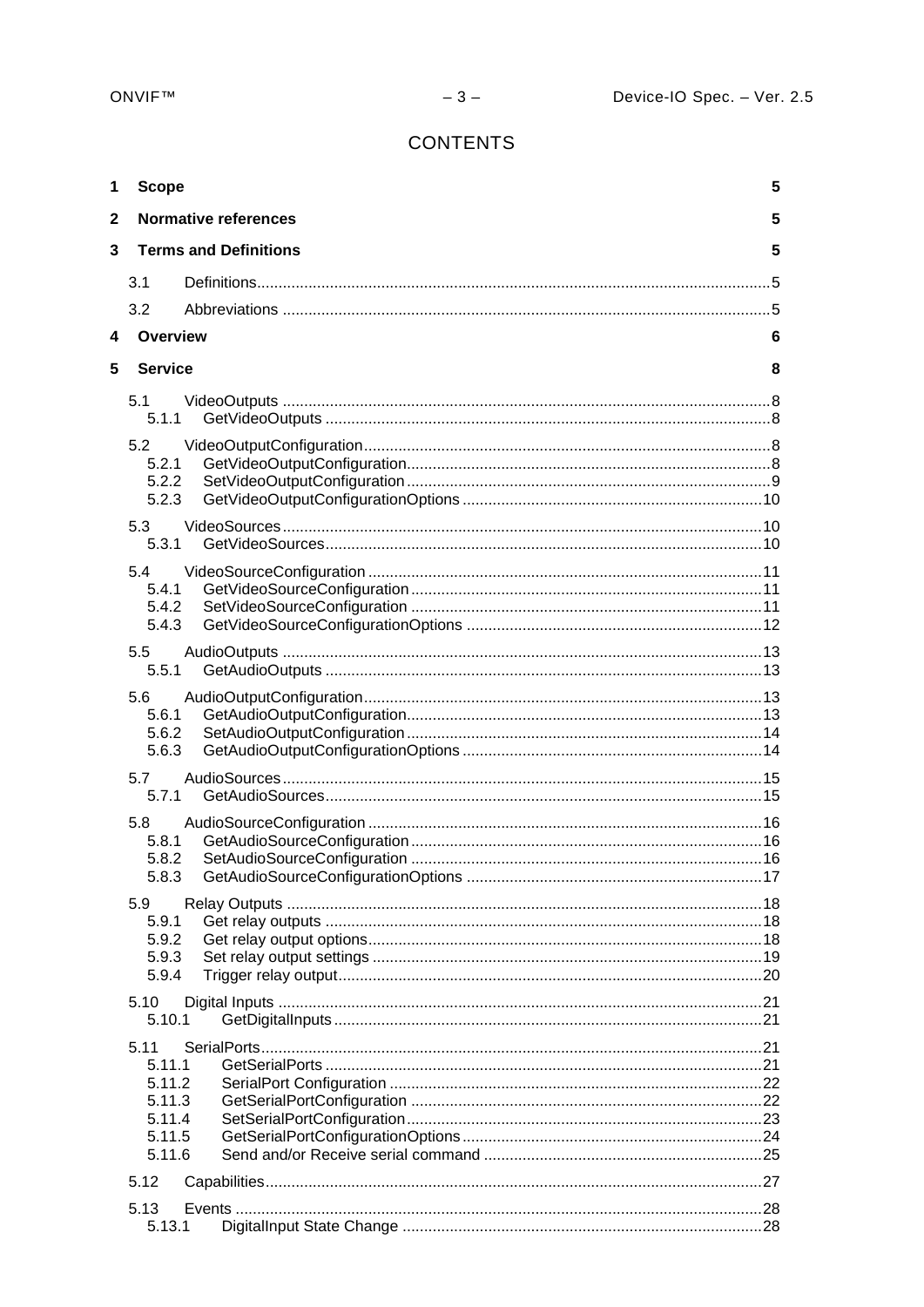# CONTENTS

| | | |
|---|---|---|
| **1** | **Scope** | **5** |
| **2** | **Normative references** | **5** |
| **3** | **Terms and Definitions** | **5** |
| 3.1 | Definitions | 5 |
| 3.2 | Abbreviations | 5 |
| **4** | **Overview** | **6** |
| **5** | **Service** | **8** |
| 5.1 | VideoOutputs | 8 |
| 5.1.1 | GetVideoOutputs | 8 |
| 5.2 | VideoOutputConfiguration | 8 |
| 5.2.1 | GetVideoOutputConfiguration | 8 |
| 5.2.2 | SetVideoOutputConfiguration | 9 |
| 5.2.3 | GetVideoOutputConfigurationOptions | 10 |
| 5.3 | VideoSources | 10 |
| 5.3.1 | GetVideoSources | 10 |
| 5.4 | VideoSourceConfiguration | 11 |
| 5.4.1 | GetVideoSourceConfiguration | 11 |
| 5.4.2 | SetVideoSourceConfiguration | 11 |
| 5.4.3 | GetVideoSourceConfigurationOptions | 12 |
| 5.5 | AudioOutputs | 13 |
| 5.5.1 | GetAudioOutputs | 13 |
| 5.6 | AudioOutputConfiguration | 13 |
| 5.6.1 | GetAudioOutputConfiguration | 13 |
| 5.6.2 | SetAudioOutputConfiguration | 14 |
| 5.6.3 | GetAudioOutputConfigurationOptions | 14 |
| 5.7 | AudioSources | 15 |
| 5.7.1 | GetAudioSources | 15 |
| 5.8 | AudioSourceConfiguration | 16 |
| 5.8.1 | GetAudioSourceConfiguration | 16 |
| 5.8.2 | SetAudioSourceConfiguration | 16 |
| 5.8.3 | GetAudioSourceConfigurationOptions | 17 |
| 5.9 | Relay Outputs | 18 |
| 5.9.1 | Get relay outputs | 18 |
| 5.9.2 | Get relay output options | 18 |
| 5.9.3 | Set relay output settings | 19 |
| 5.9.4 | Trigger relay output | 20 |
| 5.10 | Digital Inputs | 21 |
| 5.10.1 | GetDigitalInputs | 21 |
| 5.11 | SerialPorts | 21 |
| 5.11.1 | GetSerialPorts | 21 |
| 5.11.2 | SerialPort Configuration | 22 |
| 5.11.3 | GetSerialPortConfiguration | 22 |
| 5.11.4 | SetSerialPortConfiguration | 23 |
| 5.11.5 | GetSerialPortConfigurationOptions | 24 |
| 5.11.6 | Send and/or Receive serial command | 25 |
| 5.12 | Capabilities | 27 |
| 5.13 | Events | 28 |
| 5.13.1 | DigitalInput State Change | 28 |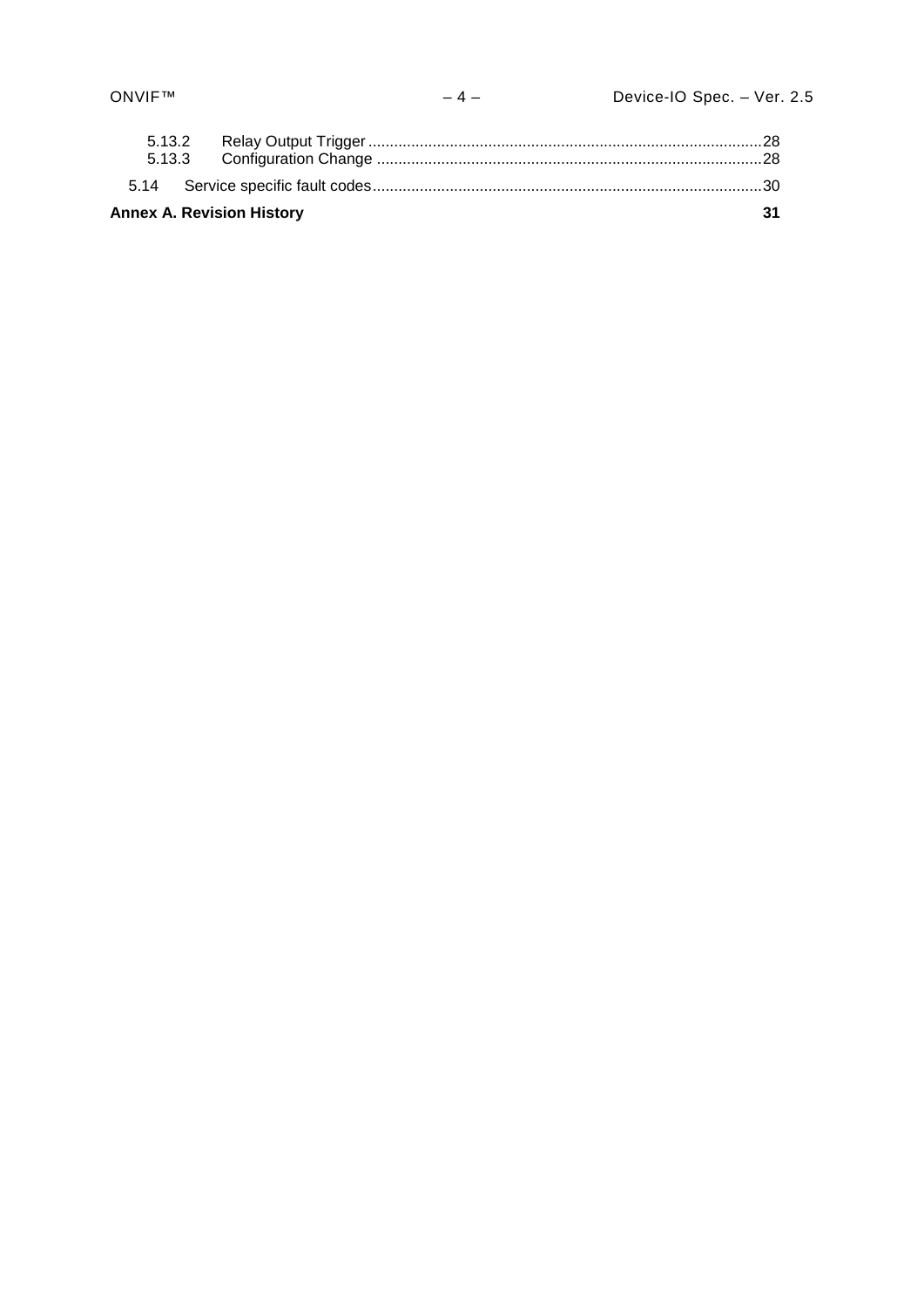5.13.2 Relay Output Trigger ..........................................................................................28
5.13.3 Configuration Change .........................................................................................28

5.14 Service specific fault codes..........................................................................................30

**Annex A. Revision History** **31**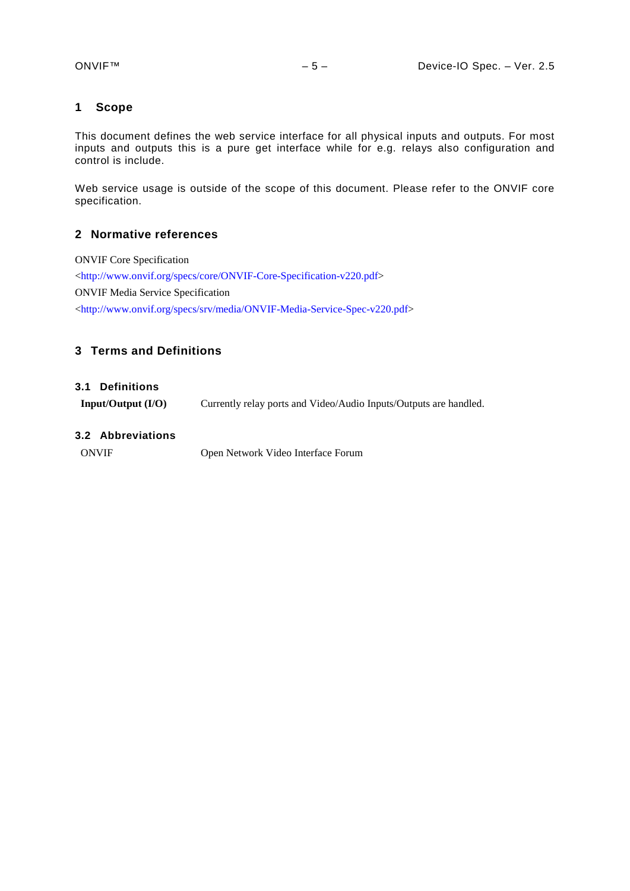# 1 Scope

This document defines the web service interface for all physical inputs and outputs. For most inputs and outputs this is a pure get interface while for e.g. relays also configuration and control is include.

Web service usage is outside of the scope of this document. Please refer to the ONVIF core specification.

# 2 Normative references

ONVIF Core Specification
<http://www.onvif.org/specs/core/ONVIF-Core-Specification-v220.pdf>

ONVIF Media Service Specification
<http://www.onvif.org/specs/srv/media/ONVIF-Media-Service-Spec-v220.pdf>

# 3 Terms and Definitions

## 3.1 Definitions

| | |
|---|---|
| **Input/Output (I/O)** | Currently relay ports and Video/Audio Inputs/Outputs are handled. |

## 3.2 Abbreviations

| | |
|---|---|
| ONVIF | Open Network Video Interface Forum |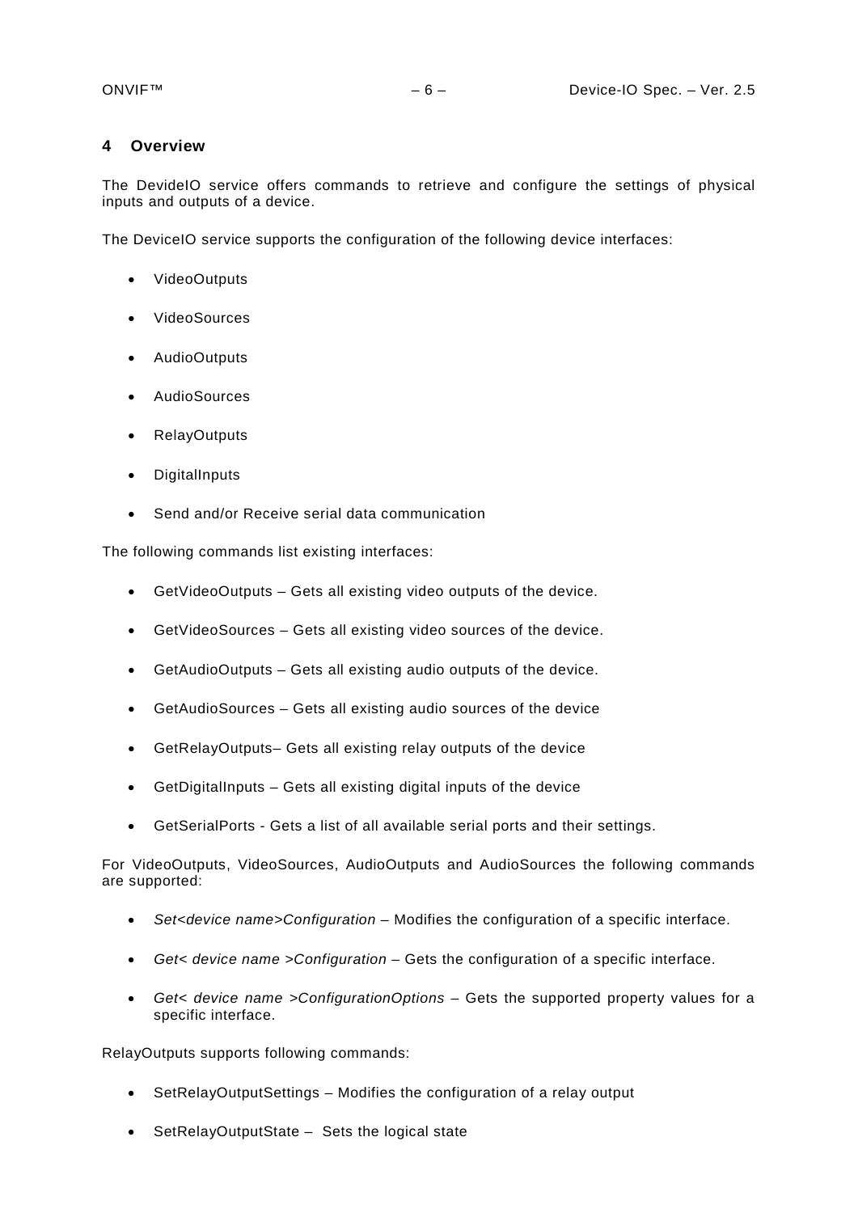# 4 Overview

The DevideIO service offers commands to retrieve and configure the settings of physical inputs and outputs of a device.

The DeviceIO service supports the configuration of the following device interfaces:

- VideoOutputs
- VideoSources
- AudioOutputs
- AudioSources
- RelayOutputs
- DigitalInputs
- Send and/or Receive serial data communication

The following commands list existing interfaces:

- GetVideoOutputs – Gets all existing video outputs of the device.
- GetVideoSources – Gets all existing video sources of the device.
- GetAudioOutputs – Gets all existing audio outputs of the device.
- GetAudioSources – Gets all existing audio sources of the device
- GetRelayOutputs– Gets all existing relay outputs of the device
- GetDigitalInputs – Gets all existing digital inputs of the device
- GetSerialPorts - Gets a list of all available serial ports and their settings.

For VideoOutputs, VideoSources, AudioOutputs and AudioSources the following commands are supported:

- *Set<device name>Configuration* – Modifies the configuration of a specific interface.
- *Get< device name >Configuration* – Gets the configuration of a specific interface.
- *Get< device name >ConfigurationOptions* – Gets the supported property values for a specific interface.

RelayOutputs supports following commands:

- SetRelayOutputSettings – Modifies the configuration of a relay output
- SetRelayOutputState – Sets the logical state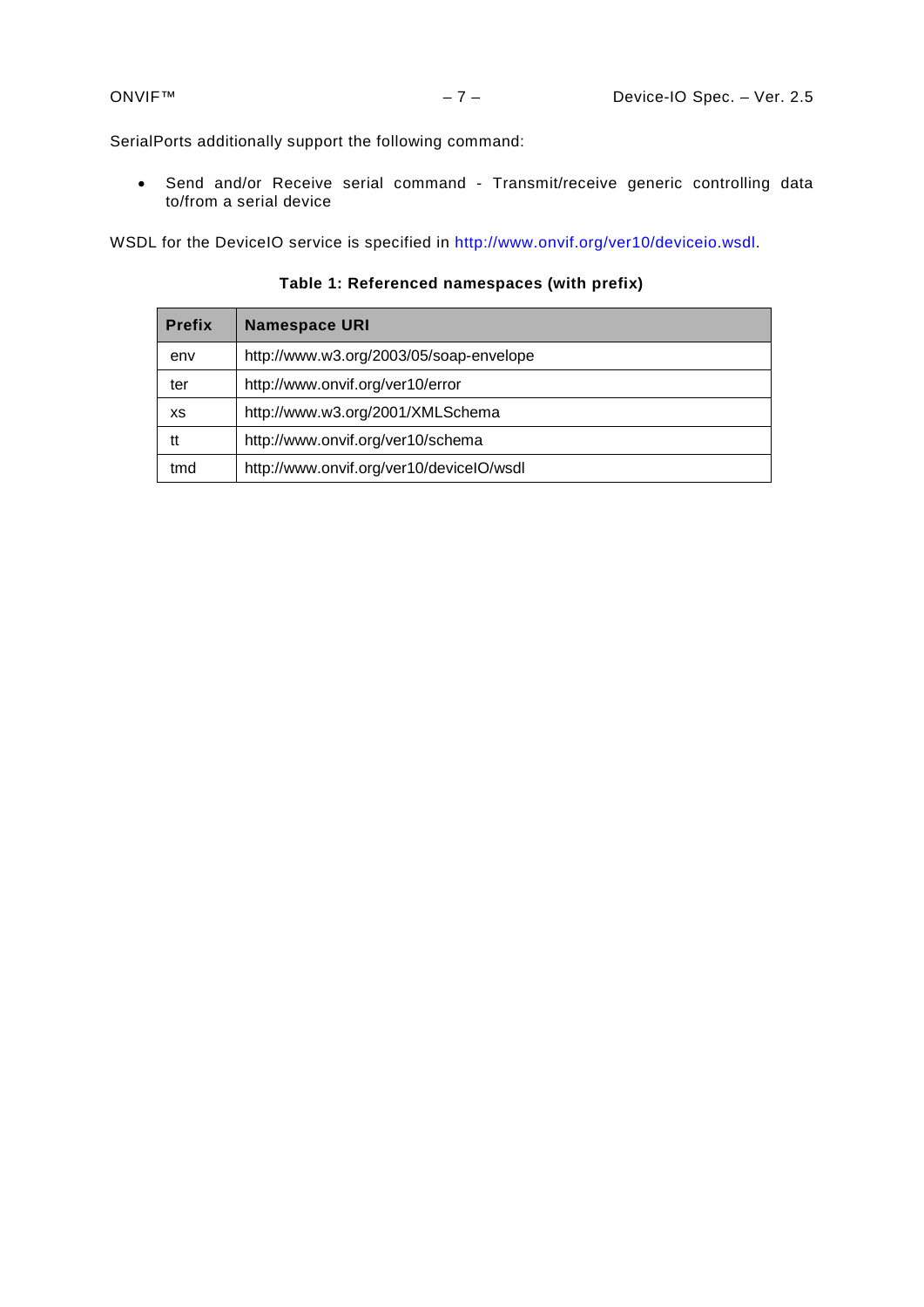SerialPorts additionally support the following command:

- Send and/or Receive serial command - Transmit/receive generic controlling data to/from a serial device

WSDL for the DeviceIO service is specified in http://www.onvif.org/ver10/deviceio.wsdl.

**Table 1: Referenced namespaces (with prefix)**

| Prefix | Namespace URI |
|---|---|
| env | http://www.w3.org/2003/05/soap-envelope |
| ter | http://www.onvif.org/ver10/error |
| xs | http://www.w3.org/2001/XMLSchema |
| tt | http://www.onvif.org/ver10/schema |
| tmd | http://www.onvif.org/ver10/deviceIO/wsdl |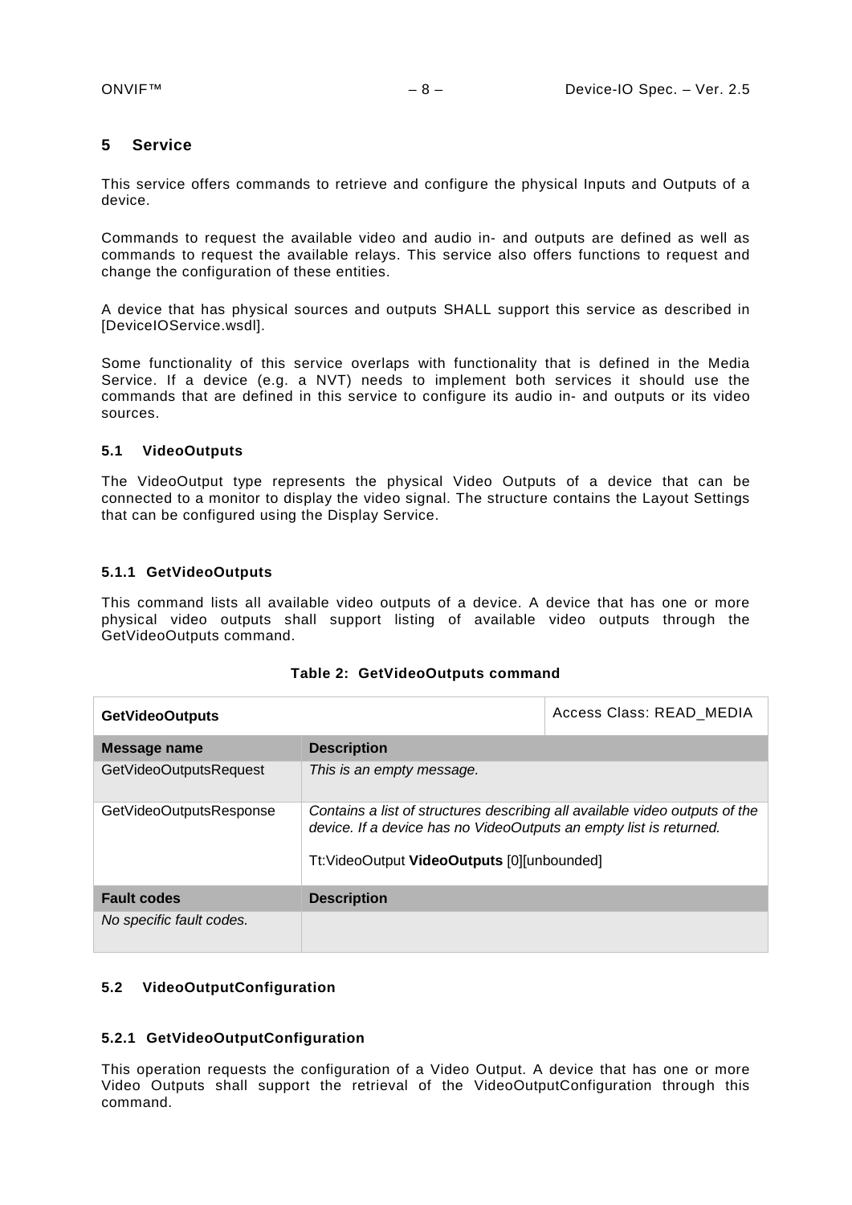# 5 Service

This service offers commands to retrieve and configure the physical Inputs and Outputs of a device.

Commands to request the available video and audio in- and outputs are defined as well as commands to request the available relays. This service also offers functions to request and change the configuration of these entities.

A device that has physical sources and outputs SHALL support this service as described in [DeviceIOService.wsdl].

Some functionality of this service overlaps with functionality that is defined in the Media Service. If a device (e.g. a NVT) needs to implement both services it should use the commands that are defined in this service to configure its audio in- and outputs or its video sources.

## 5.1 VideoOutputs

The VideoOutput type represents the physical Video Outputs of a device that can be connected to a monitor to display the video signal. The structure contains the Layout Settings that can be configured using the Display Service.

### 5.1.1 GetVideoOutputs

This command lists all available video outputs of a device. A device that has one or more physical video outputs shall support listing of available video outputs through the GetVideoOutputs command.

**Table 2: GetVideoOutputs command**

| **GetVideoOutputs** | | Access Class: READ_MEDIA |
|---|---|---|
| **Message name** | **Description** | |
| GetVideoOutputsRequest | *This is an empty message.* | |
| GetVideoOutputsResponse | *Contains a list of structures describing all available video outputs of the device. If a device has no VideoOutputs an empty list is returned.*<br><br>Tt:VideoOutput **VideoOutputs** [0][unbounded] | |
| **Fault codes** | **Description** | |
| *No specific fault codes.* | | |

## 5.2 VideoOutputConfiguration

### 5.2.1 GetVideoOutputConfiguration

This operation requests the configuration of a Video Output. A device that has one or more Video Outputs shall support the retrieval of the VideoOutputConfiguration through this command.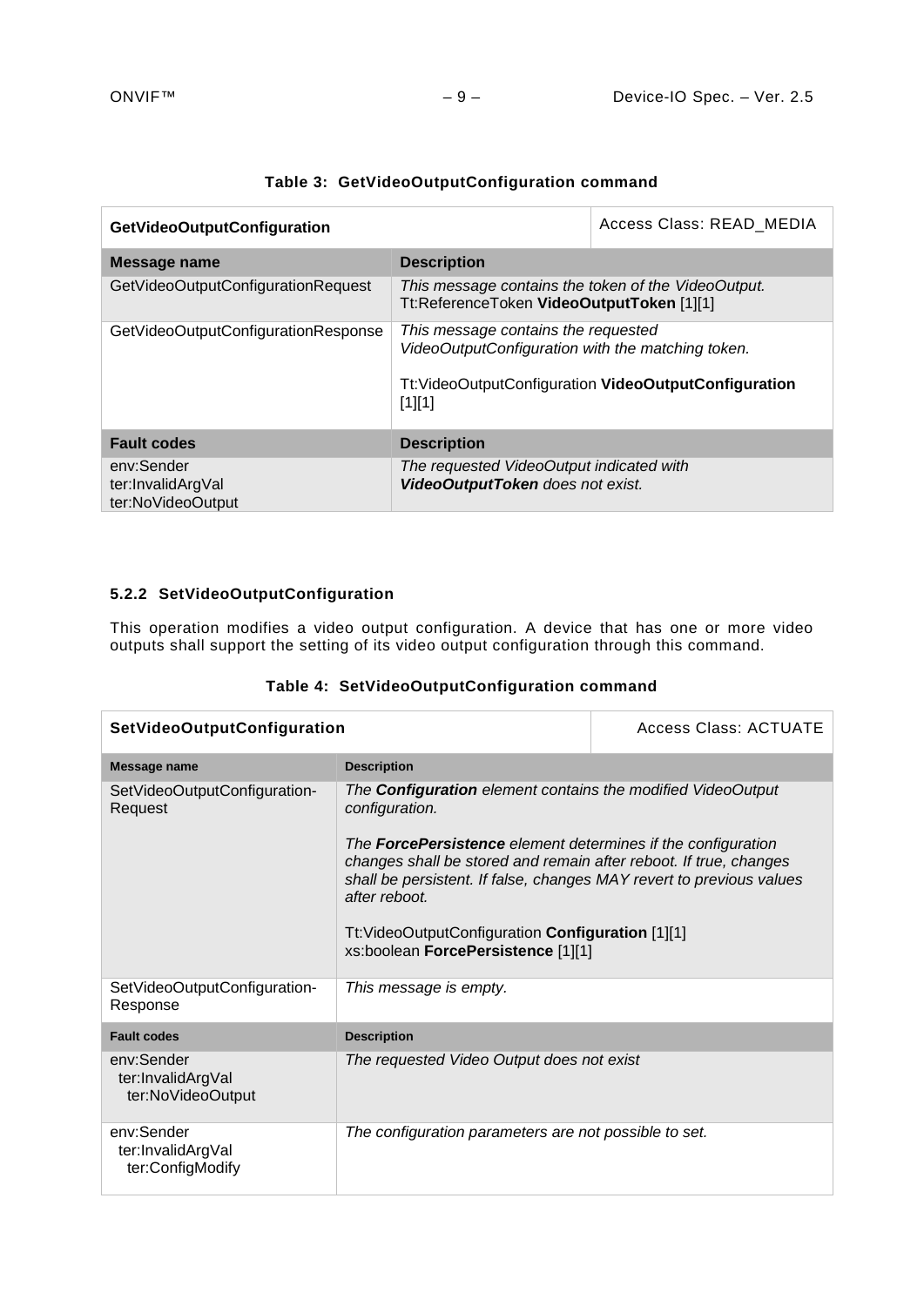**Table 3: GetVideoOutputConfiguration command**

| **GetVideoOutputConfiguration** | | Access Class: READ_MEDIA |
|---|---|---|
| **Message name** | **Description** | |
| GetVideoOutputConfigurationRequest | *This message contains the token of the VideoOutput.*<br>Tt:ReferenceToken **VideoOutputToken** [1][1] | |
| GetVideoOutputConfigurationResponse | *This message contains the requested VideoOutputConfiguration with the matching token.*<br><br>Tt:VideoOutputConfiguration **VideoOutputConfiguration** [1][1] | |
| **Fault codes** | **Description** | |
| env:Sender<br>ter:InvalidArgVal<br>ter:NoVideoOutput | *The requested VideoOutput indicated with **VideoOutputToken** does not exist.* | |

### 5.2.2 SetVideoOutputConfiguration

This operation modifies a video output configuration. A device that has one or more video outputs shall support the setting of its video output configuration through this command.

**Table 4: SetVideoOutputConfiguration command**

| **SetVideoOutputConfiguration** | | Access Class: ACTUATE |
|---|---|---|
| **Message name** | **Description** | |
| SetVideoOutputConfiguration-Request | *The **Configuration** element contains the modified VideoOutput configuration.*<br><br>*The **ForcePersistence** element determines if the configuration changes shall be stored and remain after reboot. If true, changes shall be persistent. If false, changes MAY revert to previous values after reboot.*<br><br>Tt:VideoOutputConfiguration **Configuration** [1][1]<br>xs:boolean **ForcePersistence** [1][1] | |
| SetVideoOutputConfiguration-Response | *This message is empty.* | |
| **Fault codes** | **Description** | |
| env:Sender<br>ter:InvalidArgVal<br>ter:NoVideoOutput | *The requested Video Output does not exist* | |
| env:Sender<br>ter:InvalidArgVal<br>ter:ConfigModify | *The configuration parameters are not possible to set.* | |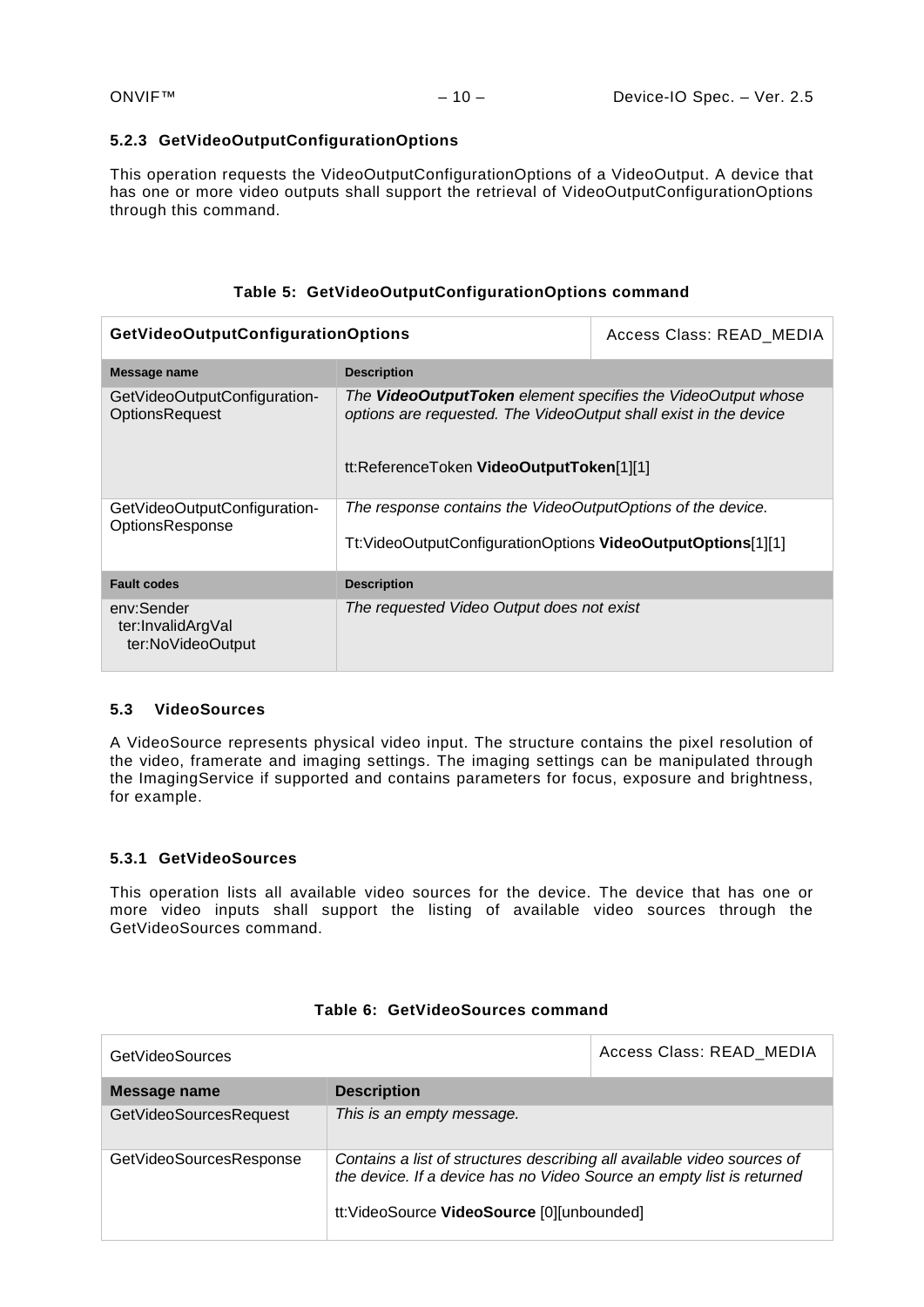### 5.2.3 GetVideoOutputConfigurationOptions

This operation requests the VideoOutputConfigurationOptions of a VideoOutput. A device that has one or more video outputs shall support the retrieval of VideoOutputConfigurationOptions through this command.

**Table 5: GetVideoOutputConfigurationOptions command**

| **GetVideoOutputConfigurationOptions** | | Access Class: READ_MEDIA |
|---|---|---|
| **Message name** | **Description** | |
| GetVideoOutputConfiguration-OptionsRequest | *The **VideoOutputToken** element specifies the VideoOutput whose options are requested. The VideoOutput shall exist in the device*<br><br>tt:ReferenceToken **VideoOutputToken**[1][1] | |
| GetVideoOutputConfiguration-OptionsResponse | *The response contains the VideoOutputOptions of the device.*<br><br>Tt:VideoOutputConfigurationOptions **VideoOutputOptions**[1][1] | |
| **Fault codes** | **Description** | |
| env:Sender<br>ter:InvalidArgVal<br>ter:NoVideoOutput | *The requested Video Output does not exist* | |

## 5.3 VideoSources

A VideoSource represents physical video input. The structure contains the pixel resolution of the video, framerate and imaging settings. The imaging settings can be manipulated through the ImagingService if supported and contains parameters for focus, exposure and brightness, for example.

### 5.3.1 GetVideoSources

This operation lists all available video sources for the device. The device that has one or more video inputs shall support the listing of available video sources through the GetVideoSources command.

**Table 6: GetVideoSources command**

| GetVideoSources | | Access Class: READ_MEDIA |
|---|---|---|
| **Message name** | **Description** | |
| GetVideoSourcesRequest | *This is an empty message.* | |
| GetVideoSourcesResponse | *Contains a list of structures describing all available video sources of the device. If a device has no Video Source an empty list is returned*<br><br>tt:VideoSource **VideoSource** [0][unbounded] | |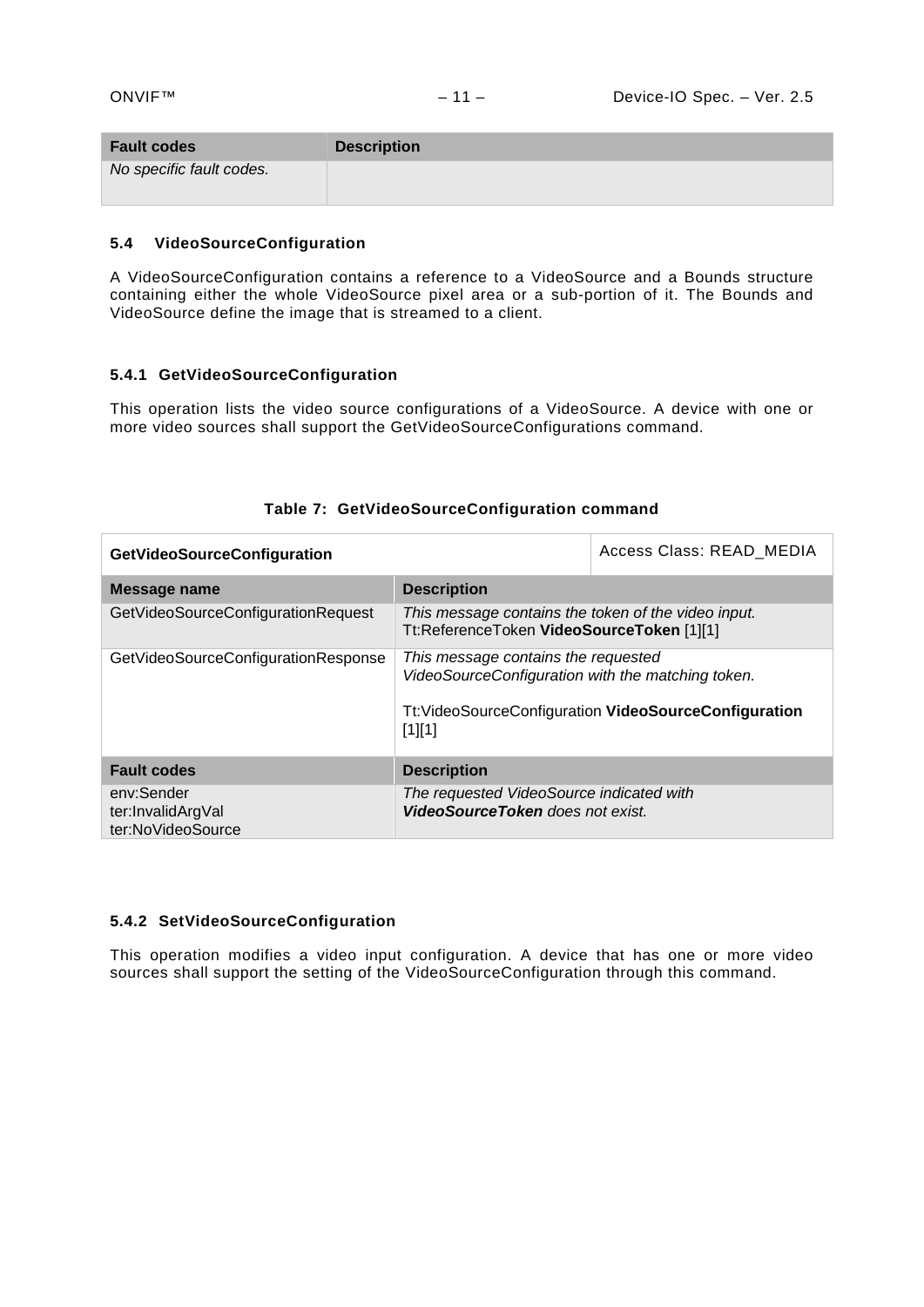| Fault codes | Description |
|---|---|
| *No specific fault codes.* | |

### 5.4 VideoSourceConfiguration

A VideoSourceConfiguration contains a reference to a VideoSource and a Bounds structure containing either the whole VideoSource pixel area or a sub-portion of it. The Bounds and VideoSource define the image that is streamed to a client.

#### 5.4.1 GetVideoSourceConfiguration

This operation lists the video source configurations of a VideoSource. A device with one or more video sources shall support the GetVideoSourceConfigurations command.

**Table 7: GetVideoSourceConfiguration command**

| **GetVideoSourceConfiguration** | Access Class: READ_MEDIA |
|---|---|
| **Message name** | **Description** |
| GetVideoSourceConfigurationRequest | *This message contains the token of the video input.*<br>Tt:ReferenceToken **VideoSourceToken** [1][1] |
| GetVideoSourceConfigurationResponse | *This message contains the requested VideoSourceConfiguration with the matching token.*<br><br>Tt:VideoSourceConfiguration **VideoSourceConfiguration** [1][1] |
| **Fault codes** | **Description** |
| env:Sender<br>ter:InvalidArgVal<br>ter:NoVideoSource | *The requested VideoSource indicated with* ***VideoSourceToken*** *does not exist.* |

#### 5.4.2 SetVideoSourceConfiguration

This operation modifies a video input configuration. A device that has one or more video sources shall support the setting of the VideoSourceConfiguration through this command.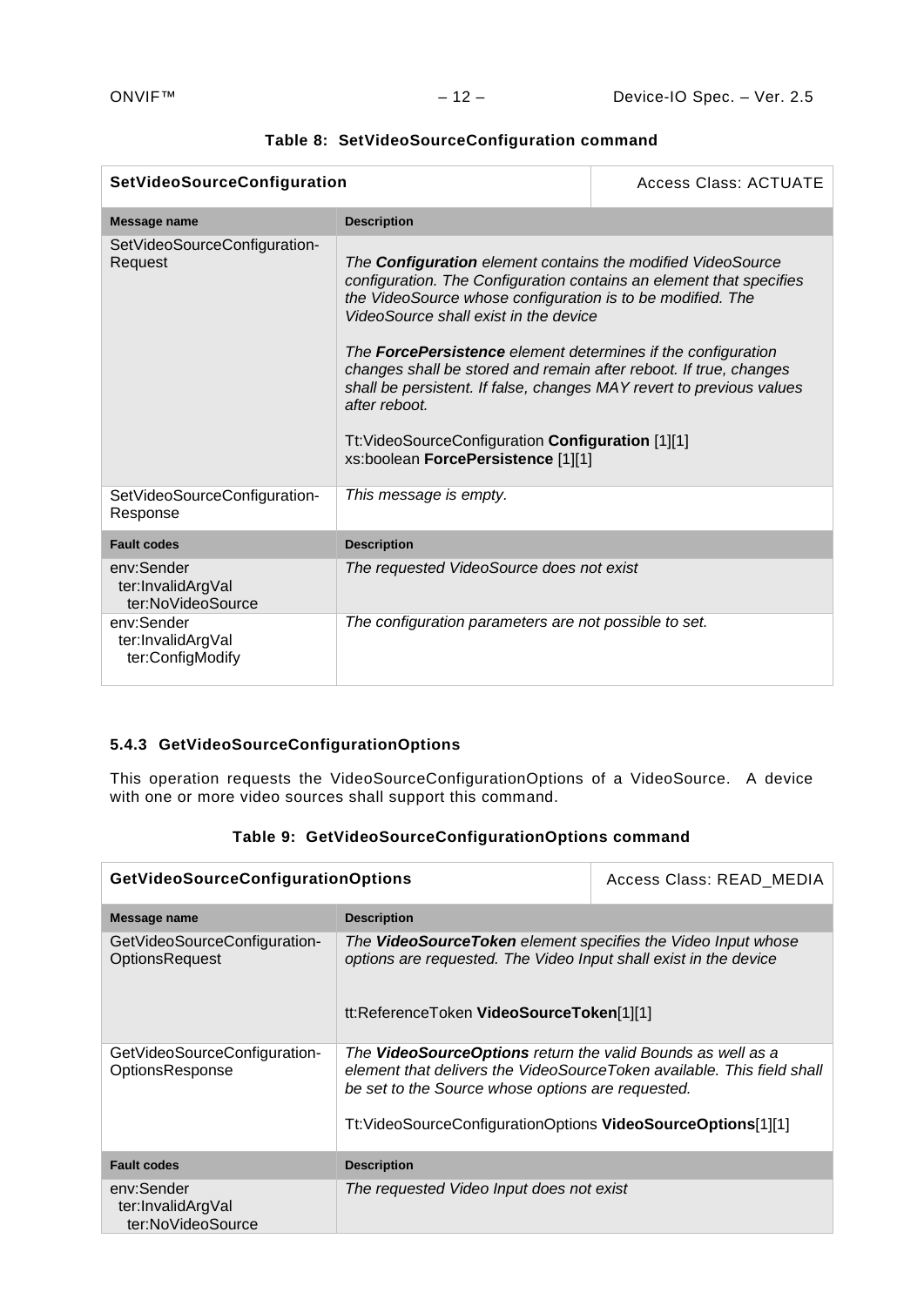**Table 8: SetVideoSourceConfiguration command**

| **SetVideoSourceConfiguration** | | Access Class: ACTUATE |
|---|---|---|
| **Message name** | **Description** | |
| SetVideoSourceConfiguration-Request | *The **Configuration** element contains the modified VideoSource configuration. The Configuration contains an element that specifies the VideoSource whose configuration is to be modified. The VideoSource shall exist in the device*<br><br>*The **ForcePersistence** element determines if the configuration changes shall be stored and remain after reboot. If true, changes shall be persistent. If false, changes MAY revert to previous values after reboot.*<br><br>Tt:VideoSourceConfiguration **Configuration** [1][1]<br>xs:boolean **ForcePersistence** [1][1] | |
| SetVideoSourceConfiguration-Response | *This message is empty.* | |
| **Fault codes** | **Description** | |
| env:Sender<br>ter:InvalidArgVal<br>ter:NoVideoSource | *The requested VideoSource does not exist* | |
| env:Sender<br>ter:InvalidArgVal<br>ter:ConfigModify | *The configuration parameters are not possible to set.* | |

### 5.4.3 GetVideoSourceConfigurationOptions

This operation requests the VideoSourceConfigurationOptions of a VideoSource. A device with one or more video sources shall support this command.

**Table 9: GetVideoSourceConfigurationOptions command**

| **GetVideoSourceConfigurationOptions** | | Access Class: READ_MEDIA |
|---|---|---|
| **Message name** | **Description** | |
| GetVideoSourceConfiguration-OptionsRequest | *The **VideoSourceToken** element specifies the Video Input whose options are requested. The Video Input shall exist in the device*<br><br>tt:ReferenceToken **VideoSourceToken**[1][1] | |
| GetVideoSourceConfiguration-OptionsResponse | *The **VideoSourceOptions** return the valid Bounds as well as a element that delivers the VideoSourceToken available. This field shall be set to the Source whose options are requested.*<br><br>Tt:VideoSourceConfigurationOptions **VideoSourceOptions**[1][1] | |
| **Fault codes** | **Description** | |
| env:Sender<br>ter:InvalidArgVal<br>ter:NoVideoSource | *The requested Video Input does not exist* | |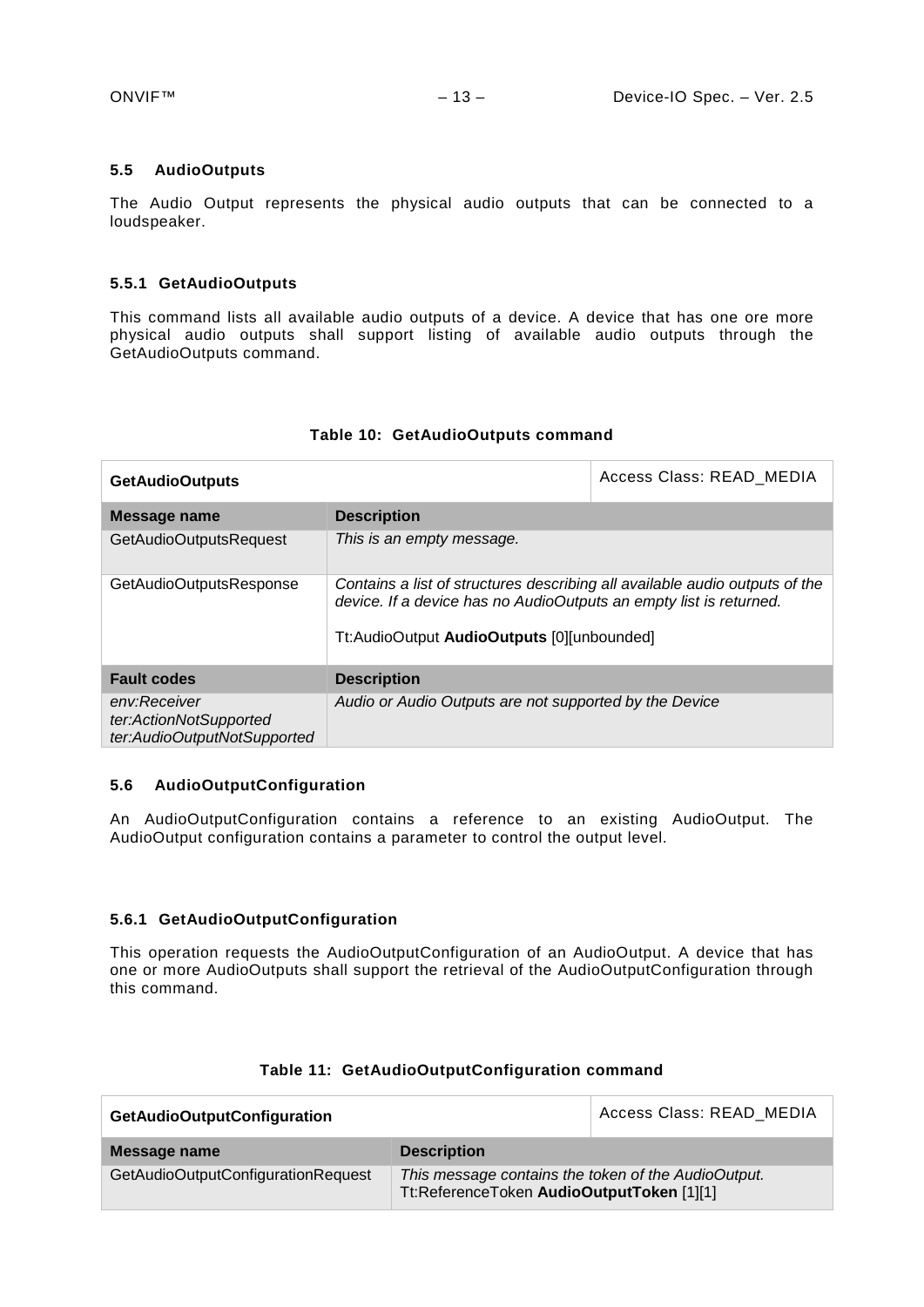## 5.5 AudioOutputs

The Audio Output represents the physical audio outputs that can be connected to a loudspeaker.

### 5.5.1 GetAudioOutputs

This command lists all available audio outputs of a device. A device that has one ore more physical audio outputs shall support listing of available audio outputs through the GetAudioOutputs command.

**Table 10: GetAudioOutputs command**

| **GetAudioOutputs** | | Access Class: READ_MEDIA |
|---|---|---|
| **Message name** | **Description** | |
| GetAudioOutputsRequest | *This is an empty message.* | |
| GetAudioOutputsResponse | *Contains a list of structures describing all available audio outputs of the device. If a device has no AudioOutputs an empty list is returned.*<br><br>Tt:AudioOutput **AudioOutputs** [0][unbounded] | |
| **Fault codes** | **Description** | |
| *env:Receiver*<br>*ter:ActionNotSupported*<br>*ter:AudioOutputNotSupported* | *Audio or Audio Outputs are not supported by the Device* | |

## 5.6 AudioOutputConfiguration

An AudioOutputConfiguration contains a reference to an existing AudioOutput. The AudioOutput configuration contains a parameter to control the output level.

### 5.6.1 GetAudioOutputConfiguration

This operation requests the AudioOutputConfiguration of an AudioOutput. A device that has one or more AudioOutputs shall support the retrieval of the AudioOutputConfiguration through this command.

**Table 11: GetAudioOutputConfiguration command**

| **GetAudioOutputConfiguration** | | Access Class: READ_MEDIA |
|---|---|---|
| **Message name** | **Description** | |
| GetAudioOutputConfigurationRequest | *This message contains the token of the AudioOutput.*<br>Tt:ReferenceToken **AudioOutputToken** [1][1] | |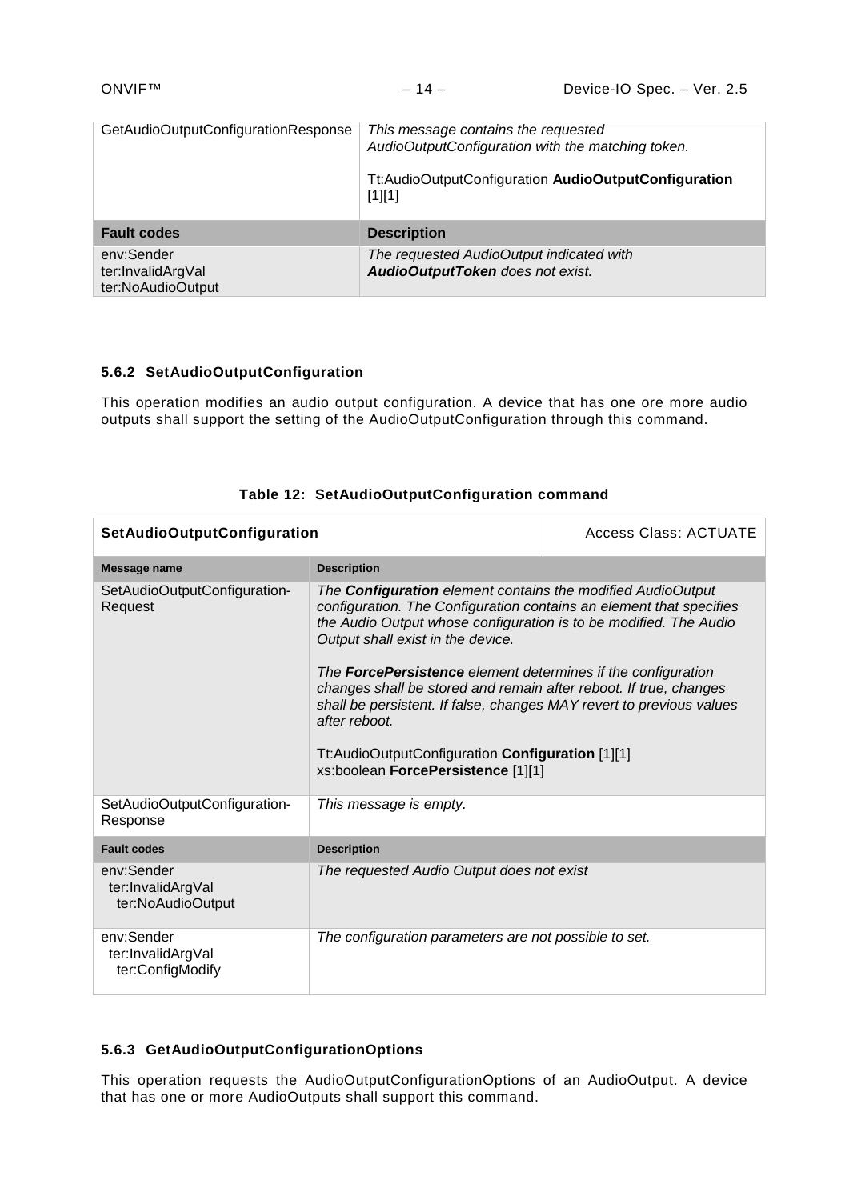| GetAudioOutputConfigurationResponse | *This message contains the requested AudioOutputConfiguration with the matching token.*<br><br>Tt:AudioOutputConfiguration **AudioOutputConfiguration** [1][1] |
|---|---|
| **Fault codes** | **Description** |
| env:Sender<br>ter:InvalidArgVal<br>ter:NoAudioOutput | *The requested AudioOutput indicated with* ***AudioOutputToken*** *does not exist.* |

### 5.6.2 SetAudioOutputConfiguration

This operation modifies an audio output configuration. A device that has one ore more audio outputs shall support the setting of the AudioOutputConfiguration through this command.

**Table 12: SetAudioOutputConfiguration command**

| **SetAudioOutputConfiguration** | Access Class: ACTUATE |
|---|---|
| **Message name** | **Description** |
| SetAudioOutputConfiguration-Request | *The* ***Configuration*** *element contains the modified AudioOutput configuration. The Configuration contains an element that specifies the Audio Output whose configuration is to be modified. The Audio Output shall exist in the device.*<br><br>*The* ***ForcePersistence*** *element determines if the configuration changes shall be stored and remain after reboot. If true, changes shall be persistent. If false, changes MAY revert to previous values after reboot.*<br><br>Tt:AudioOutputConfiguration **Configuration** [1][1]<br>xs:boolean **ForcePersistence** [1][1] |
| SetAudioOutputConfiguration-Response | *This message is empty.* |
| **Fault codes** | **Description** |
| env:Sender<br>ter:InvalidArgVal<br>ter:NoAudioOutput | *The requested Audio Output does not exist* |
| env:Sender<br>ter:InvalidArgVal<br>ter:ConfigModify | *The configuration parameters are not possible to set.* |

### 5.6.3 GetAudioOutputConfigurationOptions

This operation requests the AudioOutputConfigurationOptions of an AudioOutput. A device that has one or more AudioOutputs shall support this command.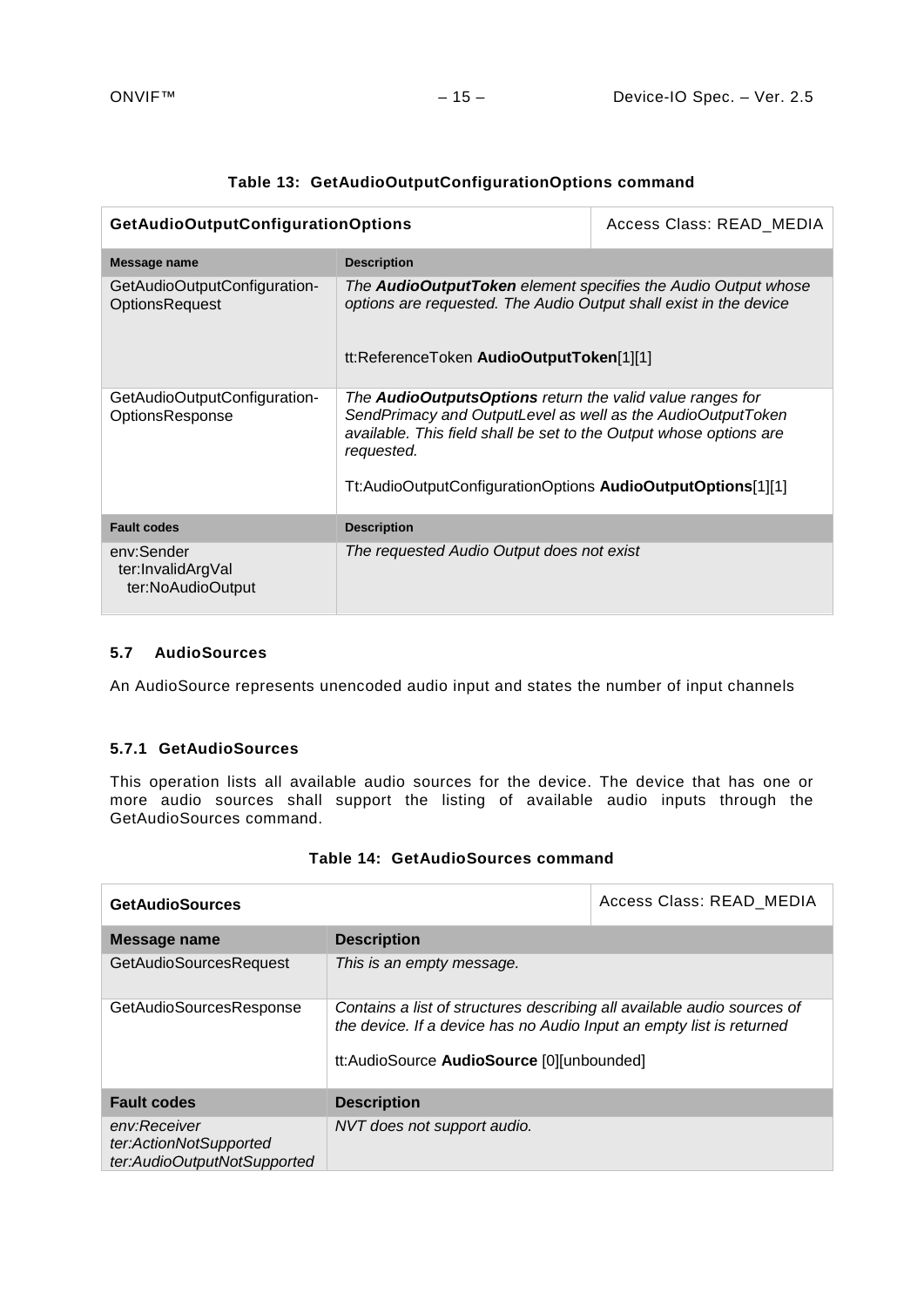**Table 13: GetAudioOutputConfigurationOptions command**

| **GetAudioOutputConfigurationOptions** | | Access Class: READ_MEDIA |
|---|---|---|
| **Message name** | **Description** | |
| GetAudioOutputConfiguration-OptionsRequest | *The **AudioOutputToken** element specifies the Audio Output whose options are requested. The Audio Output shall exist in the device*<br><br>tt:ReferenceToken **AudioOutputToken**[1][1] | |
| GetAudioOutputConfiguration-OptionsResponse | *The **AudioOutputsOptions** return the valid value ranges for SendPrimacy and OutputLevel as well as the AudioOutputToken available. This field shall be set to the Output whose options are requested.*<br><br>Tt:AudioOutputConfigurationOptions **AudioOutputOptions**[1][1] | |
| **Fault codes** | **Description** | |
| env:Sender<br>ter:InvalidArgVal<br>ter:NoAudioOutput | *The requested Audio Output does not exist* | |

## 5.7 AudioSources

An AudioSource represents unencoded audio input and states the number of input channels

### 5.7.1 GetAudioSources

This operation lists all available audio sources for the device. The device that has one or more audio sources shall support the listing of available audio inputs through the GetAudioSources command.

**Table 14: GetAudioSources command**

| **GetAudioSources** | | Access Class: READ_MEDIA |
|---|---|---|
| **Message name** | **Description** | |
| GetAudioSourcesRequest | *This is an empty message.* | |
| GetAudioSourcesResponse | *Contains a list of structures describing all available audio sources of the device. If a device has no Audio Input an empty list is returned*<br><br>tt:AudioSource **AudioSource** [0][unbounded] | |
| **Fault codes** | **Description** | |
| *env:Receiver*<br>*ter:ActionNotSupported*<br>*ter:AudioOutputNotSupported* | *NVT does not support audio.* | |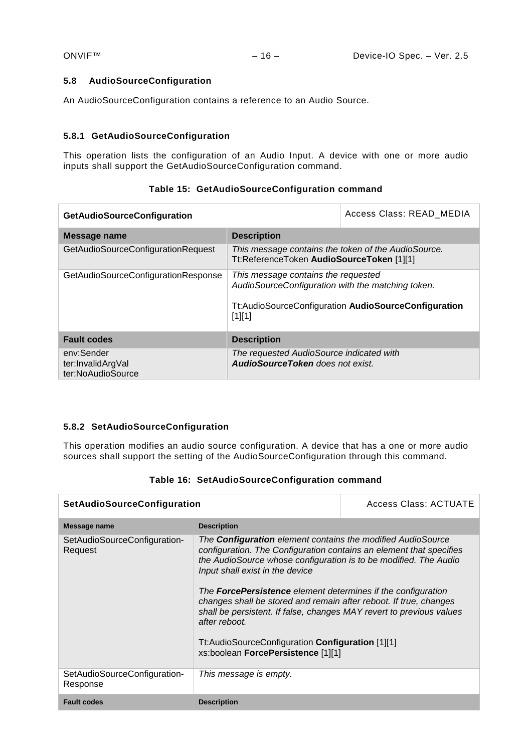### 5.8 AudioSourceConfiguration

An AudioSourceConfiguration contains a reference to an Audio Source.

#### 5.8.1 GetAudioSourceConfiguration

This operation lists the configuration of an Audio Input. A device with one or more audio inputs shall support the GetAudioSourceConfiguration command.

**Table 15: GetAudioSourceConfiguration command**

| **GetAudioSourceConfiguration** | Access Class: READ_MEDIA |
|---|---|
| **Message name** | **Description** |
| GetAudioSourceConfigurationRequest | *This message contains the token of the AudioSource.*<br>Tt:ReferenceToken **AudioSourceToken** [1][1] |
| GetAudioSourceConfigurationResponse | *This message contains the requested AudioSourceConfiguration with the matching token.*<br><br>Tt:AudioSourceConfiguration **AudioSourceConfiguration** [1][1] |
| **Fault codes** | **Description** |
| env:Sender<br>ter:InvalidArgVal<br>ter:NoAudioSource | *The requested AudioSource indicated with **AudioSourceToken** does not exist.* |

#### 5.8.2 SetAudioSourceConfiguration

This operation modifies an audio source configuration. A device that has a one or more audio sources shall support the setting of the AudioSourceConfiguration through this command.

**Table 16: SetAudioSourceConfiguration command**

| **SetAudioSourceConfiguration** | Access Class: ACTUATE |
|---|---|
| **Message name** | **Description** |
| SetAudioSourceConfiguration-Request | *The **Configuration** element contains the modified AudioSource configuration. The Configuration contains an element that specifies the AudioSource whose configuration is to be modified. The Audio Input shall exist in the device*<br><br>*The **ForcePersistence** element determines if the configuration changes shall be stored and remain after reboot. If true, changes shall be persistent. If false, changes MAY revert to previous values after reboot.*<br><br>Tt:AudioSourceConfiguration **Configuration** [1][1]<br>xs:boolean **ForcePersistence** [1][1] |
| SetAudioSourceConfiguration-Response | *This message is empty.* |
| **Fault codes** | **Description** |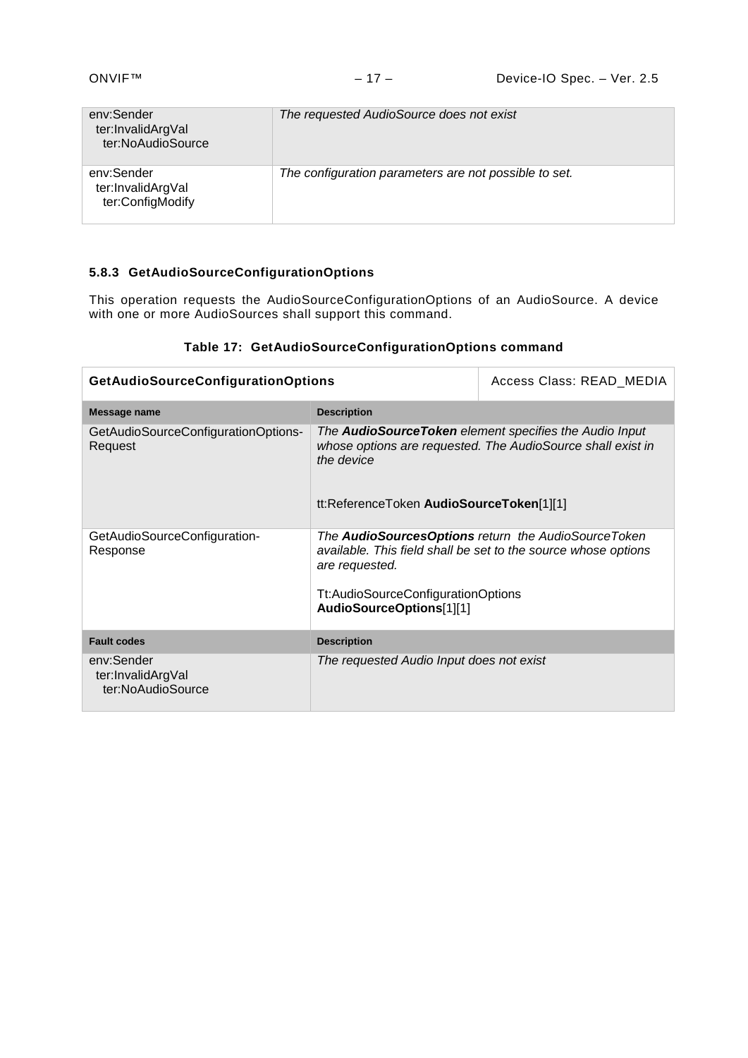| | |
|---|---|
| env:Sender<br>ter:InvalidArgVal<br>ter:NoAudioSource | *The requested AudioSource does not exist* |
| env:Sender<br>ter:InvalidArgVal<br>ter:ConfigModify | *The configuration parameters are not possible to set.* |

### 5.8.3 GetAudioSourceConfigurationOptions

This operation requests the AudioSourceConfigurationOptions of an AudioSource. A device with one or more AudioSources shall support this command.

**Table 17: GetAudioSourceConfigurationOptions command**

| **GetAudioSourceConfigurationOptions** | Access Class: READ_MEDIA |
|---|---|
| **Message name** | **Description** |
| GetAudioSourceConfigurationOptions-Request | *The **AudioSourceToken** element specifies the Audio Input whose options are requested. The AudioSource shall exist in the device*<br><br>tt:ReferenceToken **AudioSourceToken**[1][1] |
| GetAudioSourceConfiguration-Response | *The **AudioSourcesOptions** return the AudioSourceToken available. This field shall be set to the source whose options are requested.*<br><br>Tt:AudioSourceConfigurationOptions **AudioSourceOptions**[1][1] |
| **Fault codes** | **Description** |
| env:Sender<br>ter:InvalidArgVal<br>ter:NoAudioSource | *The requested Audio Input does not exist* |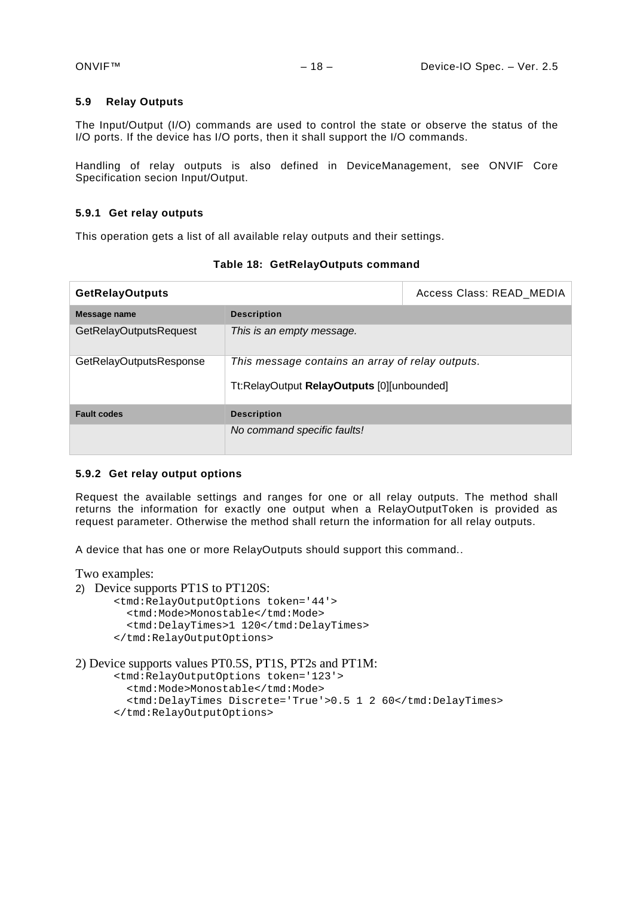### 5.9 Relay Outputs

The Input/Output (I/O) commands are used to control the state or observe the status of the I/O ports. If the device has I/O ports, then it shall support the I/O commands.

Handling of relay outputs is also defined in DeviceManagement, see ONVIF Core Specification secion Input/Output.

#### 5.9.1 Get relay outputs

This operation gets a list of all available relay outputs and their settings.

**Table 18: GetRelayOutputs command**

| **GetRelayOutputs** | | Access Class: READ_MEDIA |
|---|---|---|
| **Message name** | **Description** | |
| GetRelayOutputsRequest | *This is an empty message.* | |
| GetRelayOutputsResponse | *This message contains an array of relay outputs.*<br><br>Tt:RelayOutput **RelayOutputs** [0][unbounded] | |
| **Fault codes** | **Description** | |
| | *No command specific faults!* | |

#### 5.9.2 Get relay output options

Request the available settings and ranges for one or all relay outputs. The method shall returns the information for exactly one output when a RelayOutputToken is provided as request parameter. Otherwise the method shall return the information for all relay outputs.

A device that has one or more RelayOutputs should support this command..

Two examples:

2) Device supports PT1S to PT120S:

```
<tmd:RelayOutputOptions token='44'>
  <tmd:Mode>Monostable</tmd:Mode>
  <tmd:DelayTimes>1 120</tmd:DelayTimes>
</tmd:RelayOutputOptions>
```

2) Device supports values PT0.5S, PT1S, PT2s and PT1M:

```
<tmd:RelayOutputOptions token='123'>
  <tmd:Mode>Monostable</tmd:Mode>
  <tmd:DelayTimes Discrete='True'>0.5 1 2 60</tmd:DelayTimes>
</tmd:RelayOutputOptions>
```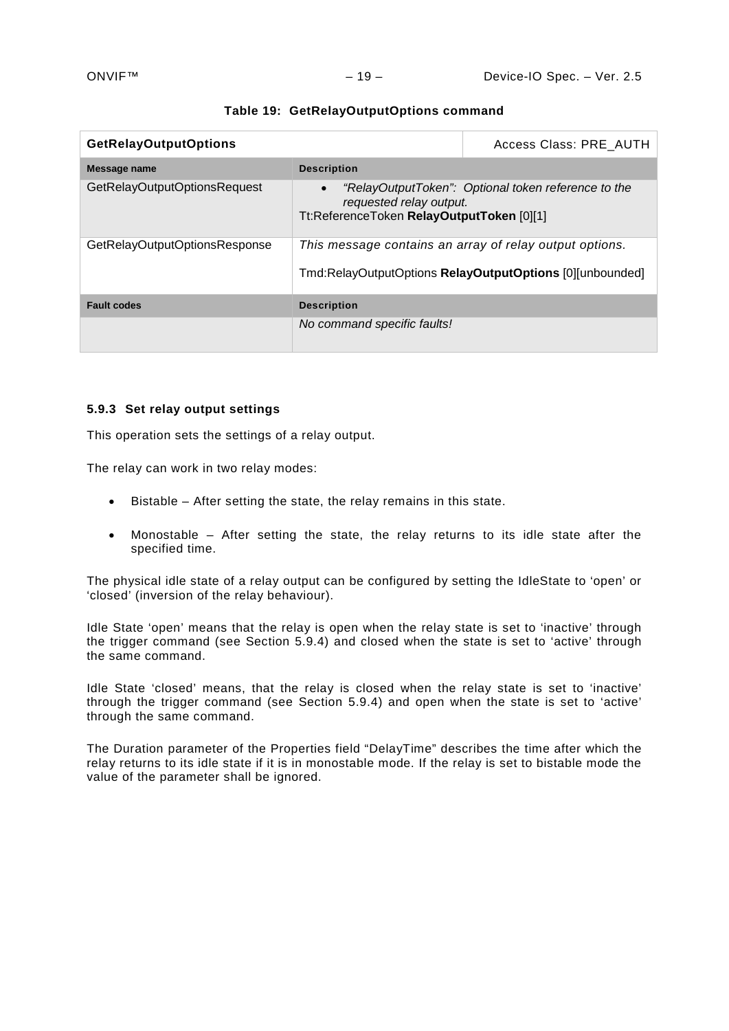**Table 19: GetRelayOutputOptions command**

| **GetRelayOutputOptions** | | Access Class: PRE_AUTH |
|---|---|---|
| **Message name** | **Description** | |
| GetRelayOutputOptionsRequest | • *"RelayOutputToken": Optional token reference to the requested relay output.*<br>Tt:ReferenceToken **RelayOutputToken** [0][1] | |
| GetRelayOutputOptionsResponse | *This message contains an array of relay output options.*<br><br>Tmd:RelayOutputOptions **RelayOutputOptions** [0][unbounded] | |
| **Fault codes** | **Description** | |
| | *No command specific faults!* | |

### 5.9.3 Set relay output settings

This operation sets the settings of a relay output.

The relay can work in two relay modes:

- Bistable – After setting the state, the relay remains in this state.
- Monostable – After setting the state, the relay returns to its idle state after the specified time.

The physical idle state of a relay output can be configured by setting the IdleState to 'open' or 'closed' (inversion of the relay behaviour).

Idle State 'open' means that the relay is open when the relay state is set to 'inactive' through the trigger command (see Section 5.9.4) and closed when the state is set to 'active' through the same command.

Idle State 'closed' means, that the relay is closed when the relay state is set to 'inactive' through the trigger command (see Section 5.9.4) and open when the state is set to 'active' through the same command.

The Duration parameter of the Properties field "DelayTime" describes the time after which the relay returns to its idle state if it is in monostable mode. If the relay is set to bistable mode the value of the parameter shall be ignored.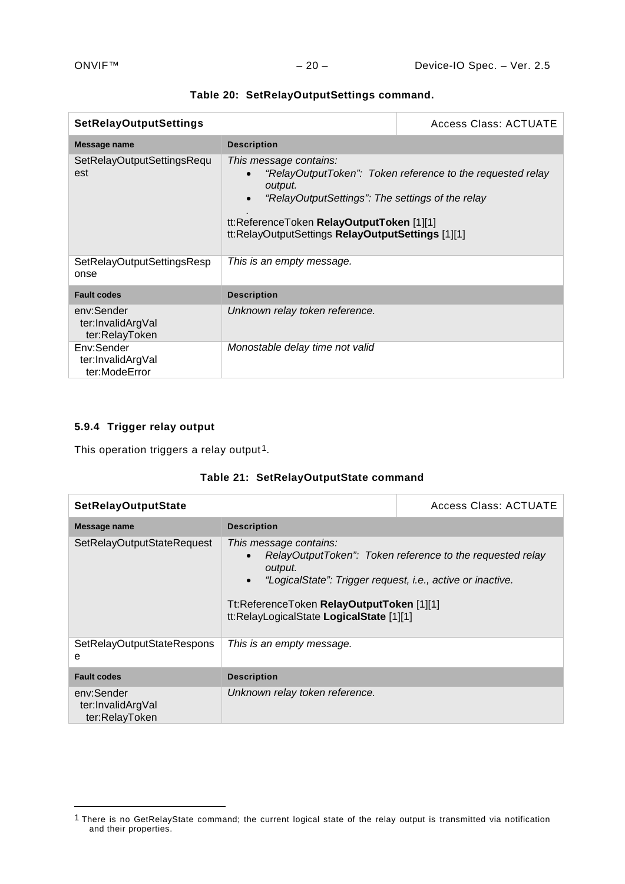**Table 20: SetRelayOutputSettings command.**

| **SetRelayOutputSettings** | | Access Class: ACTUATE |
|---|---|---|
| **Message name** | **Description** | |
| SetRelayOutputSettingsRequest | *This message contains:*<br>• *"RelayOutputToken": Token reference to the requested relay output.*<br>• *"RelayOutputSettings": The settings of the relay*<br>*.*<br>tt:ReferenceToken **RelayOutputToken** [1][1]<br>tt:RelayOutputSettings **RelayOutputSettings** [1][1] | |
| SetRelayOutputSettingsResponse | *This is an empty message.* | |
| **Fault codes** | **Description** | |
| env:Sender<br>ter:InvalidArgVal<br>ter:RelayToken | *Unknown relay token reference.* | |
| Env:Sender<br>ter:InvalidArgVal<br>ter:ModeError | *Monostable delay time not valid* | |

#### 5.9.4 Trigger relay output

This operation triggers a relay output[1].

**Table 21: SetRelayOutputState command**

| **SetRelayOutputState** | | Access Class: ACTUATE |
|---|---|---|
| **Message name** | **Description** | |
| SetRelayOutputStateRequest | *This message contains:*<br>• *RelayOutputToken": Token reference to the requested relay output.*<br>• *"LogicalState": Trigger request, i.e., active or inactive.*<br><br>Tt:ReferenceToken **RelayOutputToken** [1][1]<br>tt:RelayLogicalState **LogicalState** [1][1] | |
| SetRelayOutputStateResponse | *This is an empty message.* | |
| **Fault codes** | **Description** | |
| env:Sender<br>ter:InvalidArgVal<br>ter:RelayToken | *Unknown relay token reference.* | |

[1] There is no GetRelayState command; the current logical state of the relay output is transmitted via notification and their properties.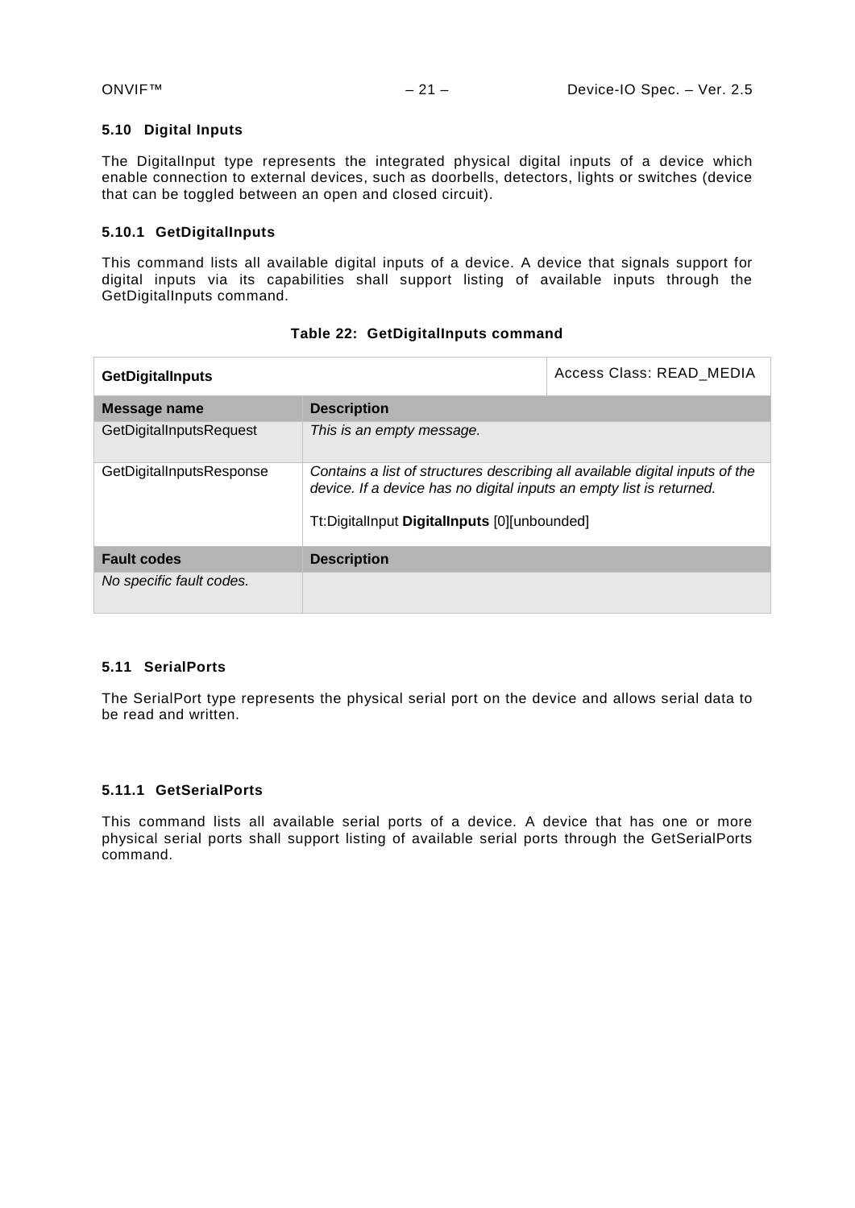### 5.10 Digital Inputs

The DigitalInput type represents the integrated physical digital inputs of a device which enable connection to external devices, such as doorbells, detectors, lights or switches (device that can be toggled between an open and closed circuit).

#### 5.10.1 GetDigitalInputs

This command lists all available digital inputs of a device. A device that signals support for digital inputs via its capabilities shall support listing of available inputs through the GetDigitalInputs command.

**Table 22: GetDigitalInputs command**

| **GetDigitalInputs** | | Access Class: READ_MEDIA |
|---|---|---|
| **Message name** | **Description** | |
| GetDigitalInputsRequest | *This is an empty message.* | |
| GetDigitalInputsResponse | *Contains a list of structures describing all available digital inputs of the device. If a device has no digital inputs an empty list is returned.*<br><br>Tt:DigitalInput **DigitalInputs** [0][unbounded] | |
| **Fault codes** | **Description** | |
| *No specific fault codes.* | | |

### 5.11 SerialPorts

The SerialPort type represents the physical serial port on the device and allows serial data to be read and written.

#### 5.11.1 GetSerialPorts

This command lists all available serial ports of a device. A device that has one or more physical serial ports shall support listing of available serial ports through the GetSerialPorts command.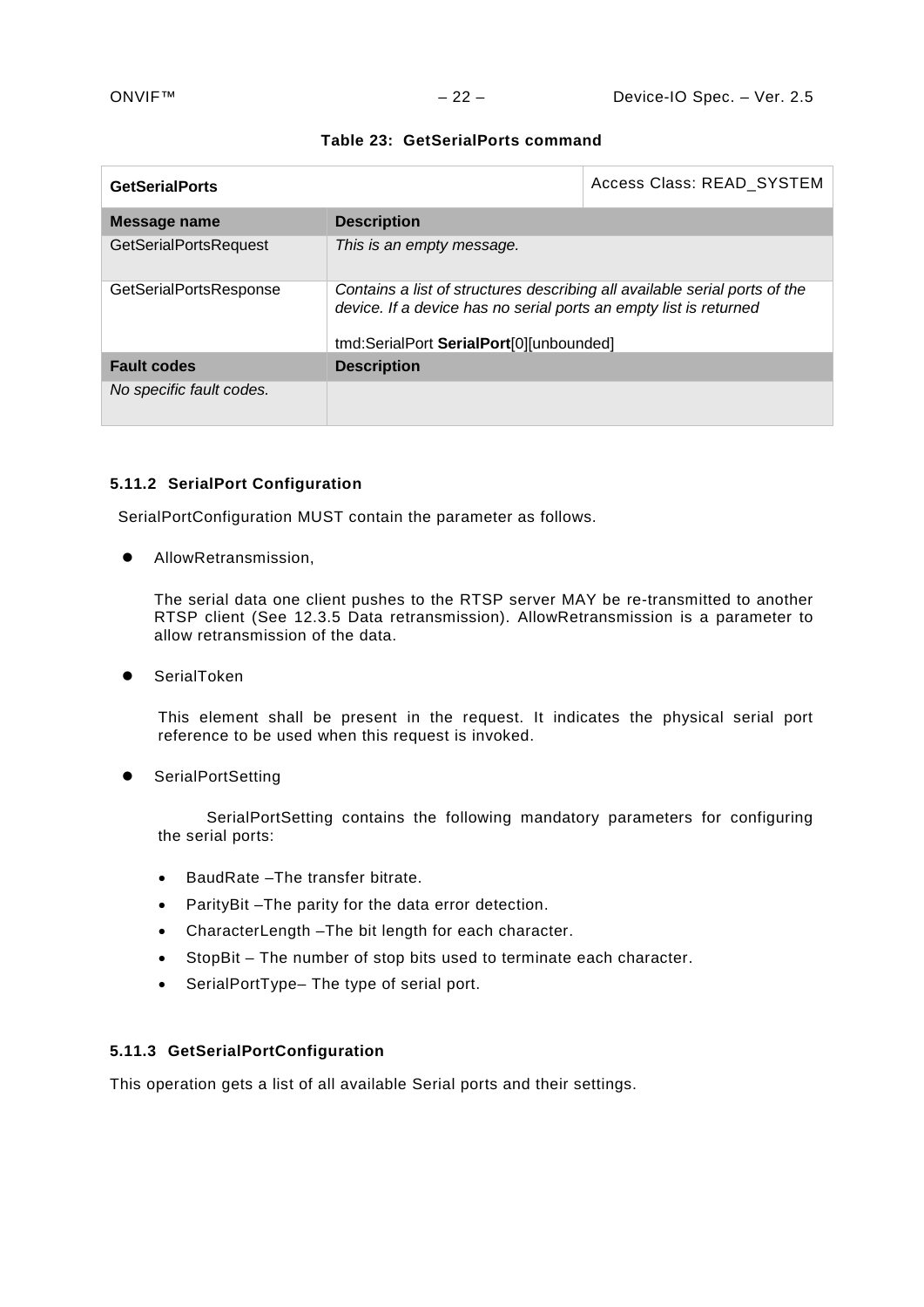**Table 23: GetSerialPorts command**

| **GetSerialPorts** | | Access Class: READ_SYSTEM |
|---|---|---|
| **Message name** | **Description** | |
| GetSerialPortsRequest | *This is an empty message.* | |
| GetSerialPortsResponse | *Contains a list of structures describing all available serial ports of the device. If a device has no serial ports an empty list is returned*<br><br>tmd:SerialPort **SerialPort**[0][unbounded] | |
| **Fault codes** | **Description** | |
| *No specific fault codes.* | | |

### 5.11.2 SerialPort Configuration

SerialPortConfiguration MUST contain the parameter as follows.

- AllowRetransmission,

  The serial data one client pushes to the RTSP server MAY be re-transmitted to another RTSP client (See 12.3.5 Data retransmission). AllowRetransmission is a parameter to allow retransmission of the data.

- SerialToken

  This element shall be present in the request. It indicates the physical serial port reference to be used when this request is invoked.

- SerialPortSetting

  SerialPortSetting contains the following mandatory parameters for configuring the serial ports:

  - BaudRate –The transfer bitrate.
  - ParityBit –The parity for the data error detection.
  - CharacterLength –The bit length for each character.
  - StopBit – The number of stop bits used to terminate each character.
  - SerialPortType– The type of serial port.

### 5.11.3 GetSerialPortConfiguration

This operation gets a list of all available Serial ports and their settings.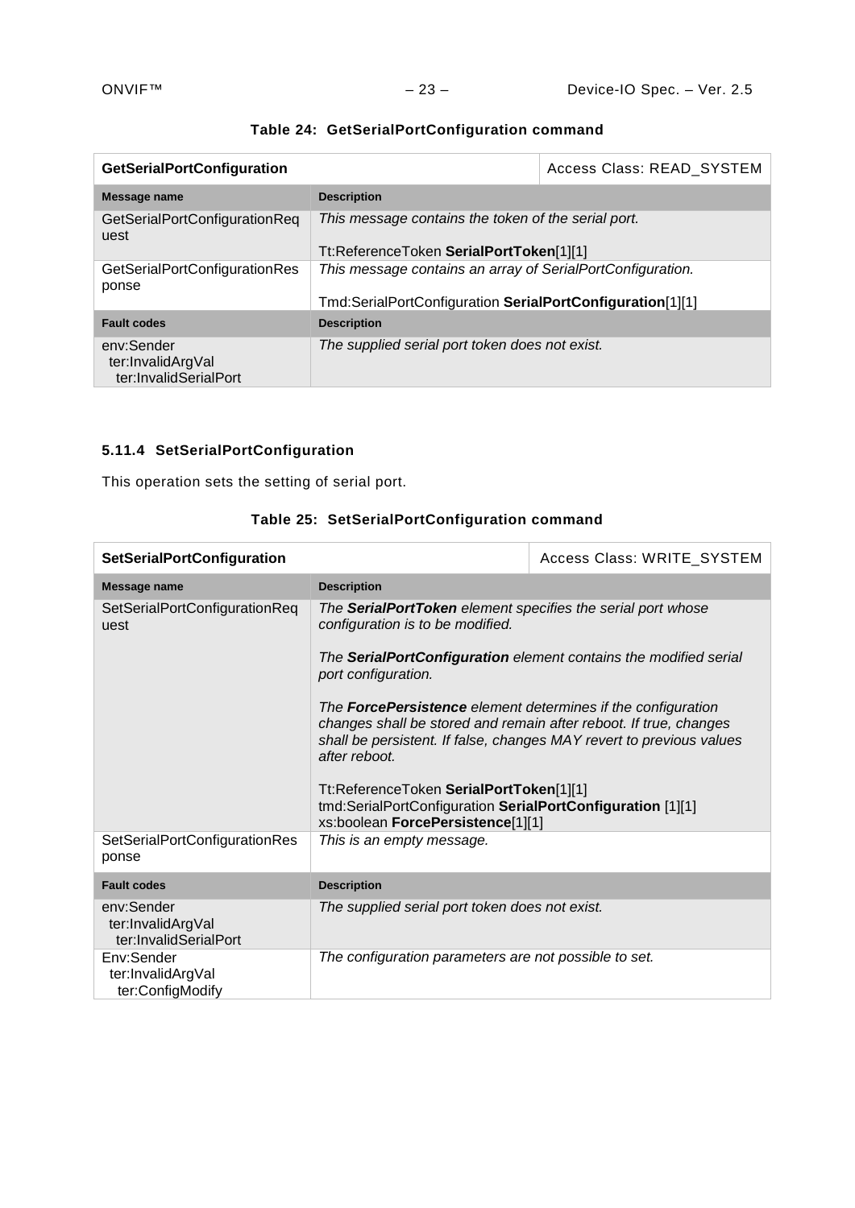**Table 24: GetSerialPortConfiguration command**

| **GetSerialPortConfiguration** | | Access Class: READ_SYSTEM |
|---|---|---|
| **Message name** | **Description** | |
| GetSerialPortConfigurationRequest | *This message contains the token of the serial port.*<br><br>Tt:ReferenceToken **SerialPortToken**[1][1] | |
| GetSerialPortConfigurationResponse | *This message contains an array of SerialPortConfiguration.*<br><br>Tmd:SerialPortConfiguration **SerialPortConfiguration**[1][1] | |
| **Fault codes** | **Description** | |
| env:Sender<br>ter:InvalidArgVal<br>ter:InvalidSerialPort | *The supplied serial port token does not exist.* | |

### 5.11.4 SetSerialPortConfiguration

This operation sets the setting of serial port.

**Table 25: SetSerialPortConfiguration command**

| **SetSerialPortConfiguration** | | Access Class: WRITE_SYSTEM |
|---|---|---|
| **Message name** | **Description** | |
| SetSerialPortConfigurationRequest | *The **SerialPortToken** element specifies the serial port whose configuration is to be modified.*<br><br>*The **SerialPortConfiguration** element contains the modified serial port configuration.*<br><br>*The **ForcePersistence** element determines if the configuration changes shall be stored and remain after reboot. If true, changes shall be persistent. If false, changes MAY revert to previous values after reboot.*<br><br>Tt:ReferenceToken **SerialPortToken**[1][1]<br>tmd:SerialPortConfiguration **SerialPortConfiguration** [1][1]<br>xs:boolean **ForcePersistence**[1][1] | |
| SetSerialPortConfigurationResponse | *This is an empty message.* | |
| **Fault codes** | **Description** | |
| env:Sender<br>ter:InvalidArgVal<br>ter:InvalidSerialPort | *The supplied serial port token does not exist.* | |
| Env:Sender<br>ter:InvalidArgVal<br>ter:ConfigModify | *The configuration parameters are not possible to set.* | |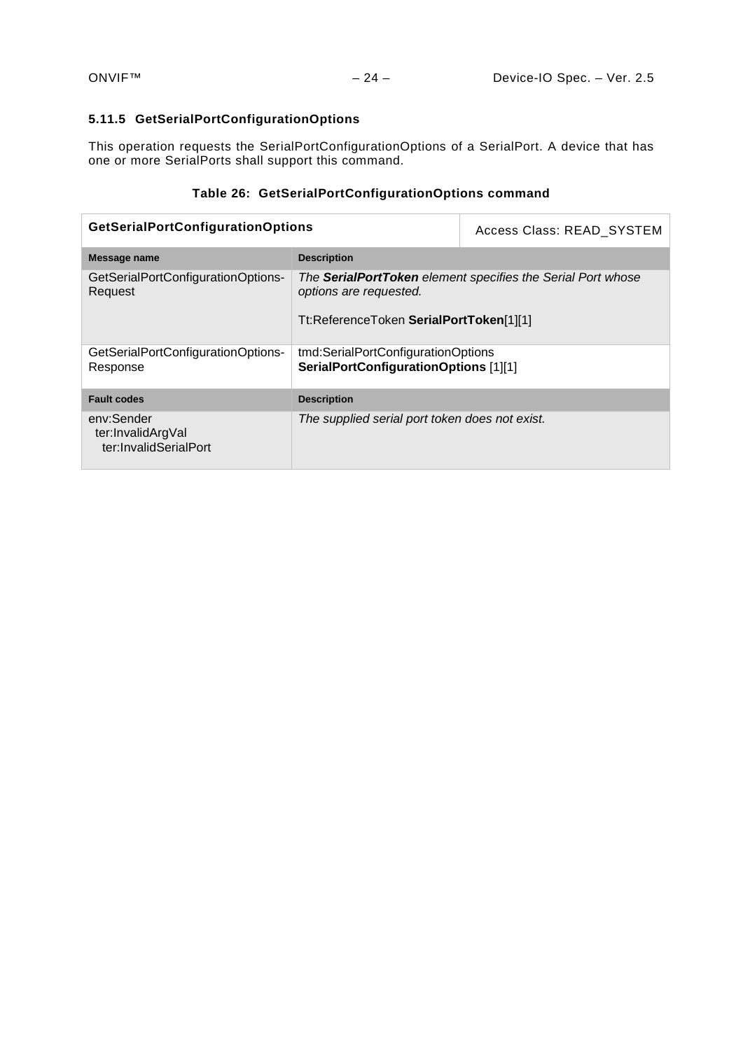### 5.11.5 GetSerialPortConfigurationOptions

This operation requests the SerialPortConfigurationOptions of a SerialPort. A device that has one or more SerialPorts shall support this command.

**Table 26: GetSerialPortConfigurationOptions command**

| **GetSerialPortConfigurationOptions** | | Access Class: READ_SYSTEM |
|---|---|---|
| **Message name** | **Description** | |
| GetSerialPortConfigurationOptions-Request | *The **SerialPortToken** element specifies the Serial Port whose options are requested.*<br><br>Tt:ReferenceToken **SerialPortToken**[1][1] | |
| GetSerialPortConfigurationOptions-Response | tmd:SerialPortConfigurationOptions **SerialPortConfigurationOptions** [1][1] | |
| **Fault codes** | **Description** | |
| env:Sender<br>ter:InvalidArgVal<br>ter:InvalidSerialPort | *The supplied serial port token does not exist.* | |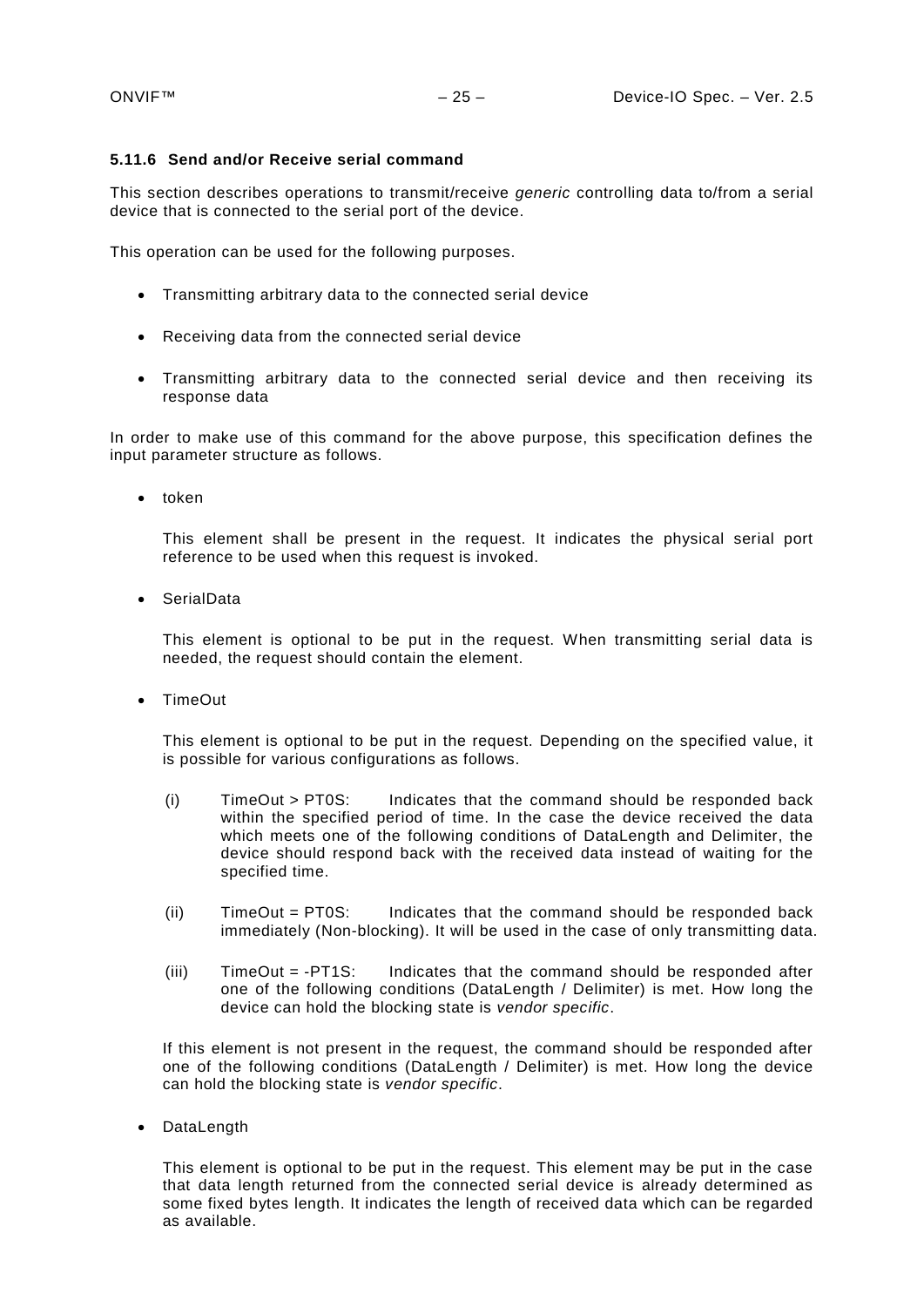#### 5.11.6 Send and/or Receive serial command

This section describes operations to transmit/receive *generic* controlling data to/from a serial device that is connected to the serial port of the device.

This operation can be used for the following purposes.

- Transmitting arbitrary data to the connected serial device
- Receiving data from the connected serial device
- Transmitting arbitrary data to the connected serial device and then receiving its response data

In order to make use of this command for the above purpose, this specification defines the input parameter structure as follows.

- token

  This element shall be present in the request. It indicates the physical serial port reference to be used when this request is invoked.

- SerialData

  This element is optional to be put in the request. When transmitting serial data is needed, the request should contain the element.

- TimeOut

  This element is optional to be put in the request. Depending on the specified value, it is possible for various configurations as follows.

  (i) TimeOut > PT0S: Indicates that the command should be responded back within the specified period of time. In the case the device received the data which meets one of the following conditions of DataLength and Delimiter, the device should respond back with the received data instead of waiting for the specified time.

  (ii) TimeOut = PT0S: Indicates that the command should be responded back immediately (Non-blocking). It will be used in the case of only transmitting data.

  (iii) TimeOut = -PT1S: Indicates that the command should be responded after one of the following conditions (DataLength / Delimiter) is met. How long the device can hold the blocking state is *vendor specific*.

  If this element is not present in the request, the command should be responded after one of the following conditions (DataLength / Delimiter) is met. How long the device can hold the blocking state is *vendor specific*.

- DataLength

  This element is optional to be put in the request. This element may be put in the case that data length returned from the connected serial device is already determined as some fixed bytes length. It indicates the length of received data which can be regarded as available.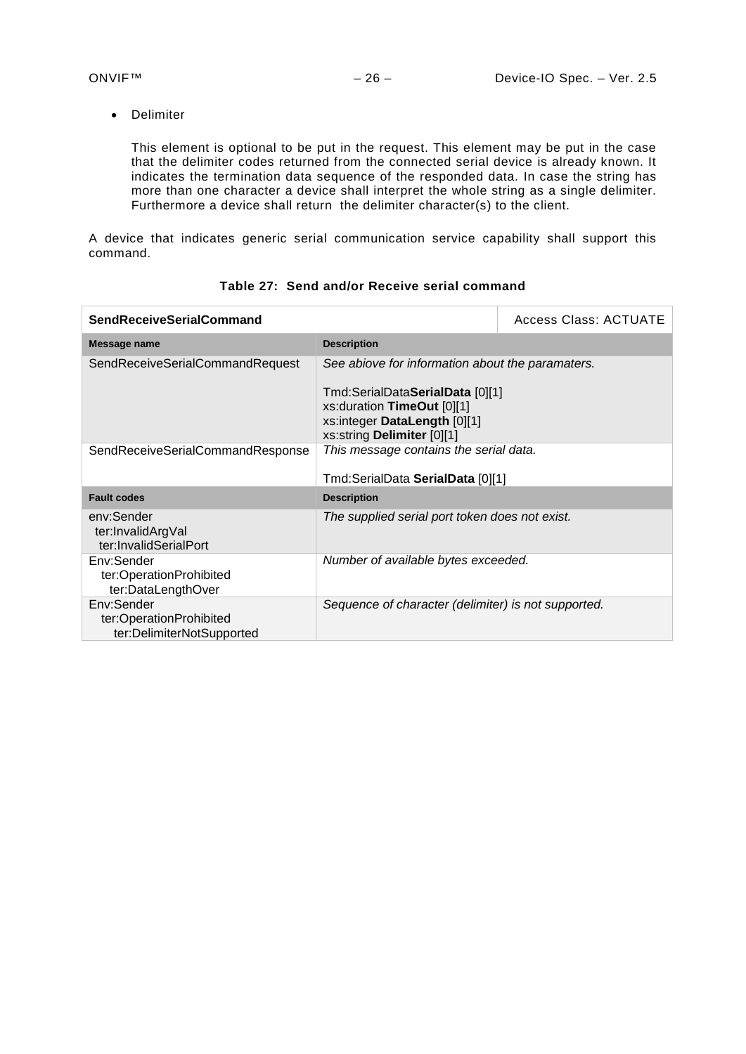- Delimiter

  This element is optional to be put in the request. This element may be put in the case that the delimiter codes returned from the connected serial device is already known. It indicates the termination data sequence of the responded data. In case the string has more than one character a device shall interpret the whole string as a single delimiter. Furthermore a device shall return the delimiter character(s) to the client.

A device that indicates generic serial communication service capability shall support this command.

**Table 27: Send and/or Receive serial command**

| **SendReceiveSerialCommand** | | Access Class: ACTUATE |
|---|---|---|
| **Message name** | **Description** | |
| SendReceiveSerialCommandRequest | *See abiove for information about the paramaters.*<br><br>Tmd:SerialData**SerialData** [0][1]<br>xs:duration **TimeOut** [0][1]<br>xs:integer **DataLength** [0][1]<br>xs:string **Delimiter** [0][1] | |
| SendReceiveSerialCommandResponse | *This message contains the serial data.*<br><br>Tmd:SerialData **SerialData** [0][1] | |
| **Fault codes** | **Description** | |
| env:Sender<br>ter:InvalidArgVal<br>ter:InvalidSerialPort | *The supplied serial port token does not exist.* | |
| Env:Sender<br>ter:OperationProhibited<br>ter:DataLengthOver | *Number of available bytes exceeded.* | |
| Env:Sender<br>ter:OperationProhibited<br>ter:DelimiterNotSupported | *Sequence of character (delimiter) is not supported.* | |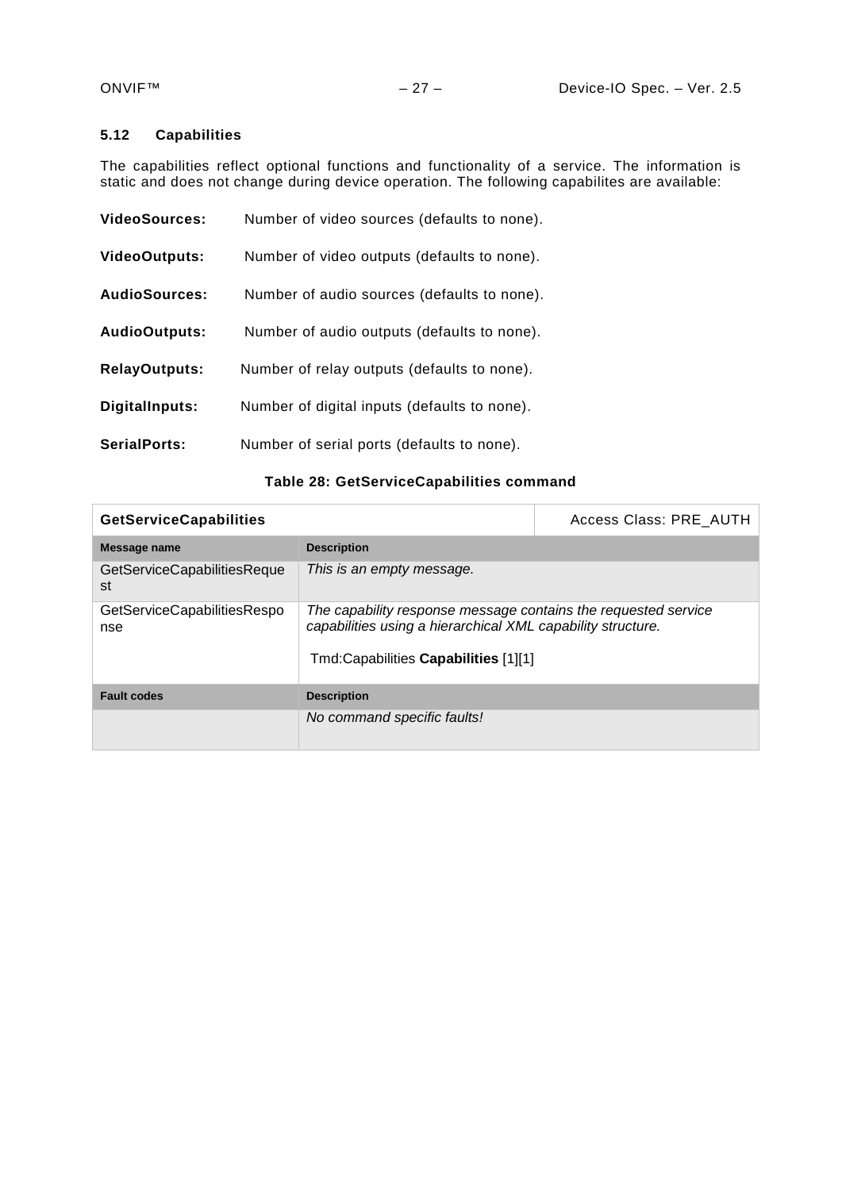### 5.12 Capabilities

The capabilities reflect optional functions and functionality of a service. The information is static and does not change during device operation. The following capabilites are available:

**VideoSources:** Number of video sources (defaults to none).

**VideoOutputs:** Number of video outputs (defaults to none).

**AudioSources:** Number of audio sources (defaults to none).

**AudioOutputs:** Number of audio outputs (defaults to none).

**RelayOutputs:** Number of relay outputs (defaults to none).

**DigitalInputs:** Number of digital inputs (defaults to none).

**SerialPorts:** Number of serial ports (defaults to none).

**Table 28: GetServiceCapabilities command**

| **GetServiceCapabilities** | | Access Class: PRE_AUTH |
|---|---|---|
| **Message name** | **Description** | |
| GetServiceCapabilitiesRequest | *This is an empty message.* | |
| GetServiceCapabilitiesResponse | *The capability response message contains the requested service capabilities using a hierarchical XML capability structure.*<br><br>Tmd:Capabilities **Capabilities** [1][1] | |
| **Fault codes** | **Description** | |
| | *No command specific faults!* | |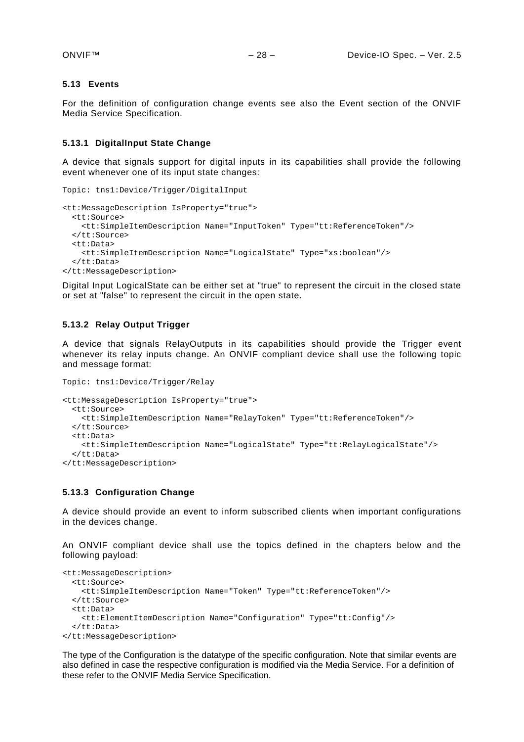### 5.13 Events

For the definition of configuration change events see also the Event section of the ONVIF Media Service Specification.

#### 5.13.1 DigitalInput State Change

A device that signals support for digital inputs in its capabilities shall provide the following event whenever one of its input state changes:

```
Topic: tns1:Device/Trigger/DigitalInput

<tt:MessageDescription IsProperty="true">
  <tt:Source>
    <tt:SimpleItemDescription Name="InputToken" Type="tt:ReferenceToken"/>
  </tt:Source>
  <tt:Data>
    <tt:SimpleItemDescription Name="LogicalState" Type="xs:boolean"/>
  </tt:Data>
</tt:MessageDescription>
```

Digital Input LogicalState can be either set at "true" to represent the circuit in the closed state or set at "false" to represent the circuit in the open state.

#### 5.13.2 Relay Output Trigger

A device that signals RelayOutputs in its capabilities should provide the Trigger event whenever its relay inputs change. An ONVIF compliant device shall use the following topic and message format:

```
Topic: tns1:Device/Trigger/Relay

<tt:MessageDescription IsProperty="true">
  <tt:Source>
    <tt:SimpleItemDescription Name="RelayToken" Type="tt:ReferenceToken"/>
  </tt:Source>
  <tt:Data>
    <tt:SimpleItemDescription Name="LogicalState" Type="tt:RelayLogicalState"/>
  </tt:Data>
</tt:MessageDescription>
```

#### 5.13.3 Configuration Change

A device should provide an event to inform subscribed clients when important configurations in the devices change.

An ONVIF compliant device shall use the topics defined in the chapters below and the following payload:

```
<tt:MessageDescription>
  <tt:Source>
    <tt:SimpleItemDescription Name="Token" Type="tt:ReferenceToken"/>
  </tt:Source>
  <tt:Data>
    <tt:ElementItemDescription Name="Configuration" Type="tt:Config"/>
  </tt:Data>
</tt:MessageDescription>
```

The type of the Configuration is the datatype of the specific configuration. Note that similar events are also defined in case the respective configuration is modified via the Media Service. For a definition of these refer to the ONVIF Media Service Specification.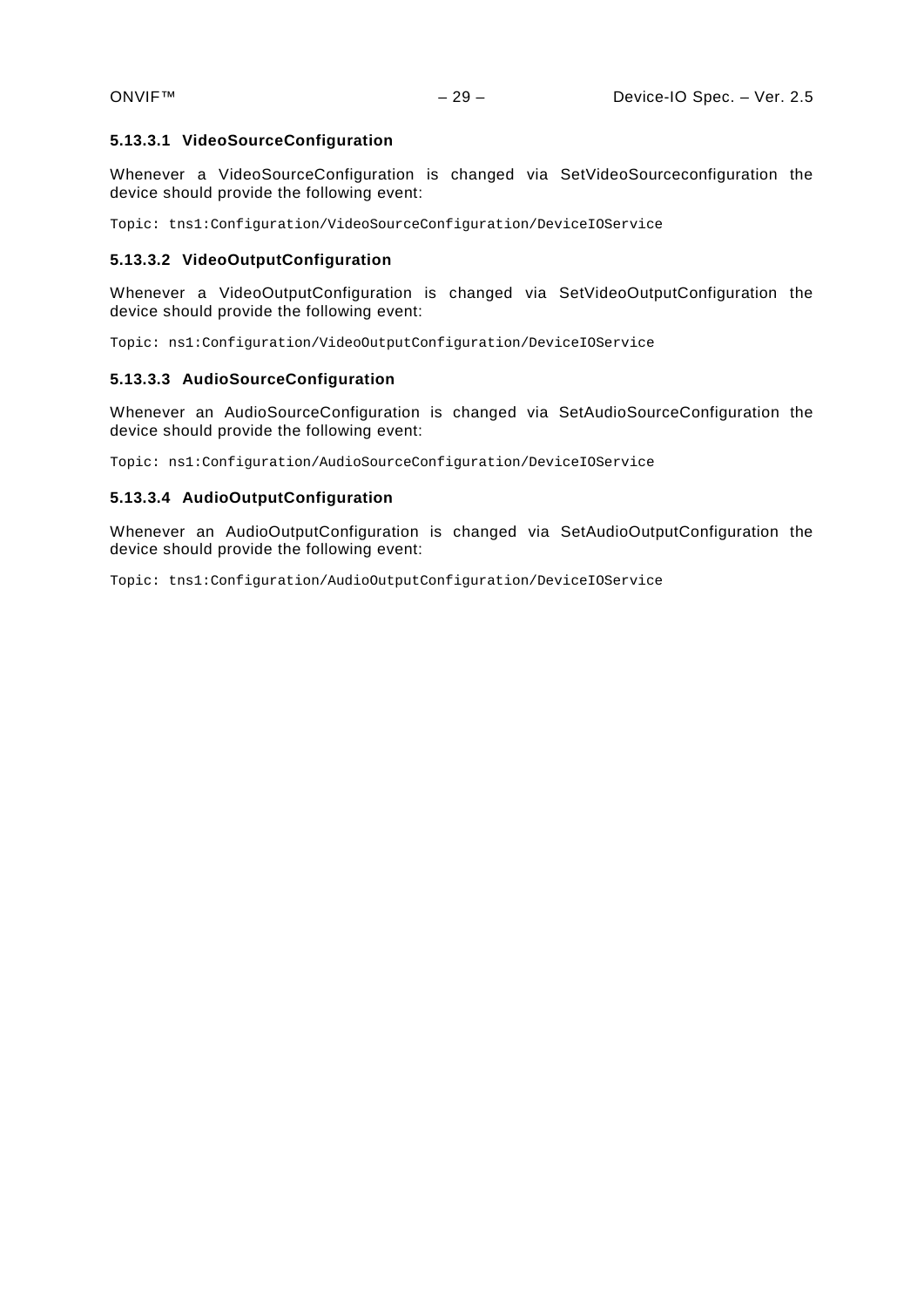#### 5.13.3.1 VideoSourceConfiguration

Whenever a VideoSourceConfiguration is changed via SetVideoSourceconfiguration the device should provide the following event:

```
Topic: tns1:Configuration/VideoSourceConfiguration/DeviceIOService
```

#### 5.13.3.2 VideoOutputConfiguration

Whenever a VideoOutputConfiguration is changed via SetVideoOutputConfiguration the device should provide the following event:

```
Topic: ns1:Configuration/VideoOutputConfiguration/DeviceIOService
```

#### 5.13.3.3 AudioSourceConfiguration

Whenever an AudioSourceConfiguration is changed via SetAudioSourceConfiguration the device should provide the following event:

```
Topic: ns1:Configuration/AudioSourceConfiguration/DeviceIOService
```

#### 5.13.3.4 AudioOutputConfiguration

Whenever an AudioOutputConfiguration is changed via SetAudioOutputConfiguration the device should provide the following event:

```
Topic: tns1:Configuration/AudioOutputConfiguration/DeviceIOService
```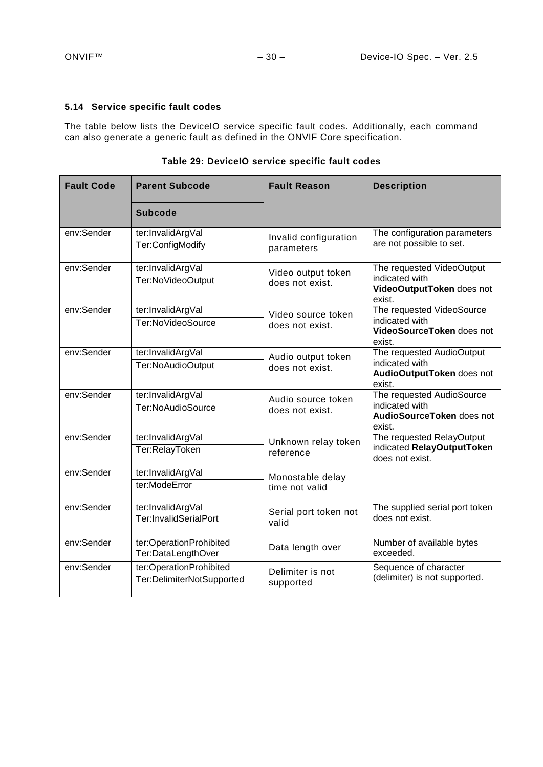### 5.14 Service specific fault codes

The table below lists the DeviceIO service specific fault codes. Additionally, each command can also generate a generic fault as defined in the ONVIF Core specification.

**Table 29: DeviceIO service specific fault codes**

| Fault Code | Parent Subcode | Fault Reason | Description |
|---|---|---|---|
| | Subcode | | |
| env:Sender | ter:InvalidArgVal | Invalid configuration parameters | The configuration parameters are not possible to set. |
| | Ter:ConfigModify | | |
| env:Sender | ter:InvalidArgVal | Video output token does not exist. | The requested VideoOutput indicated with **VideoOutputToken** does not exist. |
| | Ter:NoVideoOutput | | |
| env:Sender | ter:InvalidArgVal | Video source token does not exist. | The requested VideoSource indicated with **VideoSourceToken** does not exist. |
| | Ter:NoVideoSource | | |
| env:Sender | ter:InvalidArgVal | Audio output token does not exist. | The requested AudioOutput indicated with **AudioOutputToken** does not exist. |
| | Ter:NoAudioOutput | | |
| env:Sender | ter:InvalidArgVal | Audio source token does not exist. | The requested AudioSource indicated with **AudioSourceToken** does not exist. |
| | Ter:NoAudioSource | | |
| env:Sender | ter:InvalidArgVal | Unknown relay token reference | The requested RelayOutput indicated **RelayOutputToken** does not exist. |
| | Ter:RelayToken | | |
| env:Sender | ter:InvalidArgVal | Monostable delay time not valid | |
| | ter:ModeError | | |
| env:Sender | ter:InvalidArgVal | Serial port token not valid | The supplied serial port token does not exist. |
| | Ter:InvalidSerialPort | | |
| env:Sender | ter:OperationProhibited | Data length over | Number of available bytes exceeded. |
| | Ter:DataLengthOver | | |
| env:Sender | ter:OperationProhibited | Delimiter is not supported | Sequence of character (delimiter) is not supported. |
| | Ter:DelimiterNotSupported | | |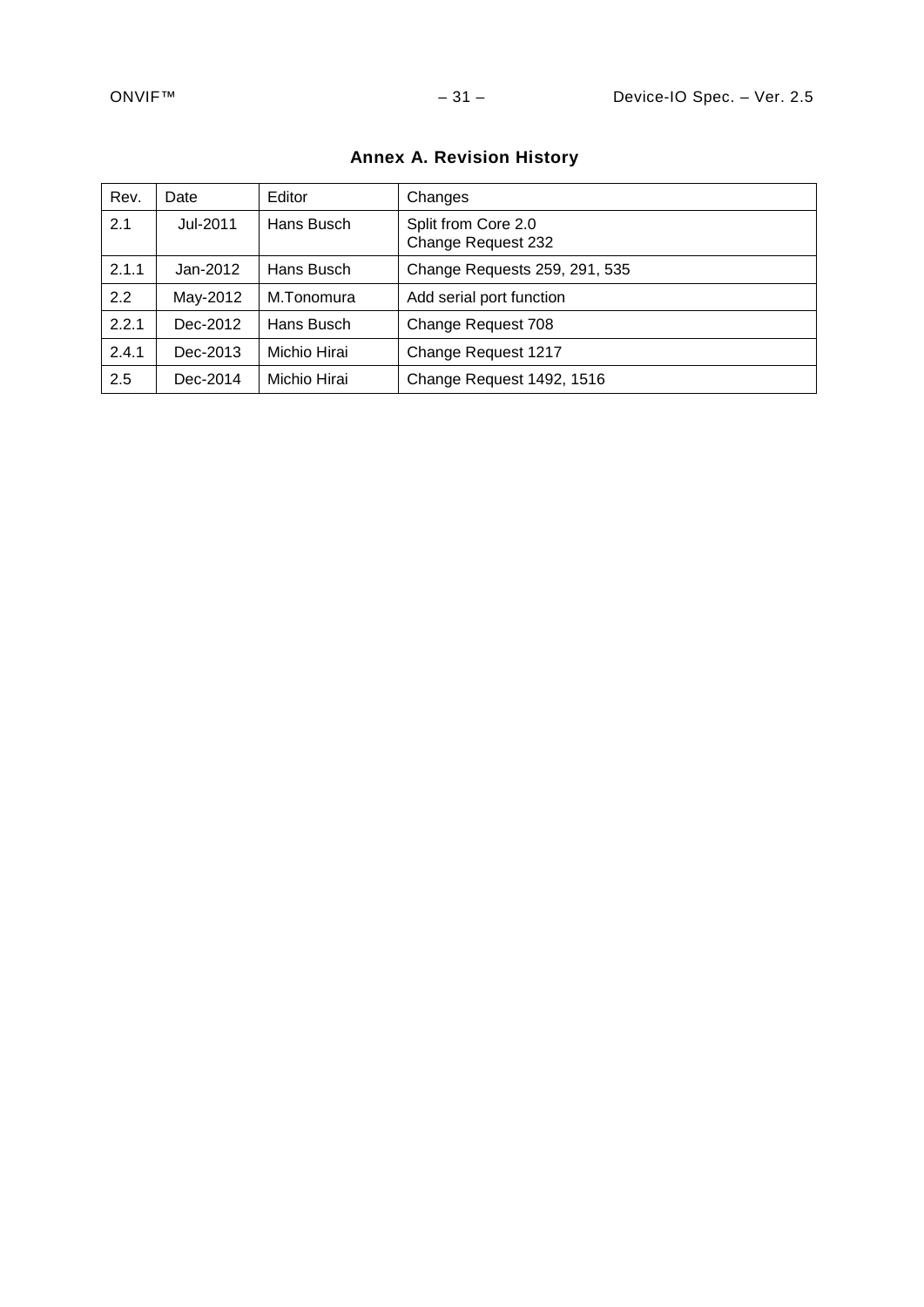# Annex A. Revision History

| Rev. | Date | Editor | Changes |
|---|---|---|---|
| 2.1 | Jul-2011 | Hans Busch | Split from Core 2.0<br>Change Request 232 |
| 2.1.1 | Jan-2012 | Hans Busch | Change Requests 259, 291, 535 |
| 2.2 | May-2012 | M.Tonomura | Add serial port function |
| 2.2.1 | Dec-2012 | Hans Busch | Change Request 708 |
| 2.4.1 | Dec-2013 | Michio Hirai | Change Request 1217 |
| 2.5 | Dec-2014 | Michio Hirai | Change Request 1492, 1516 |